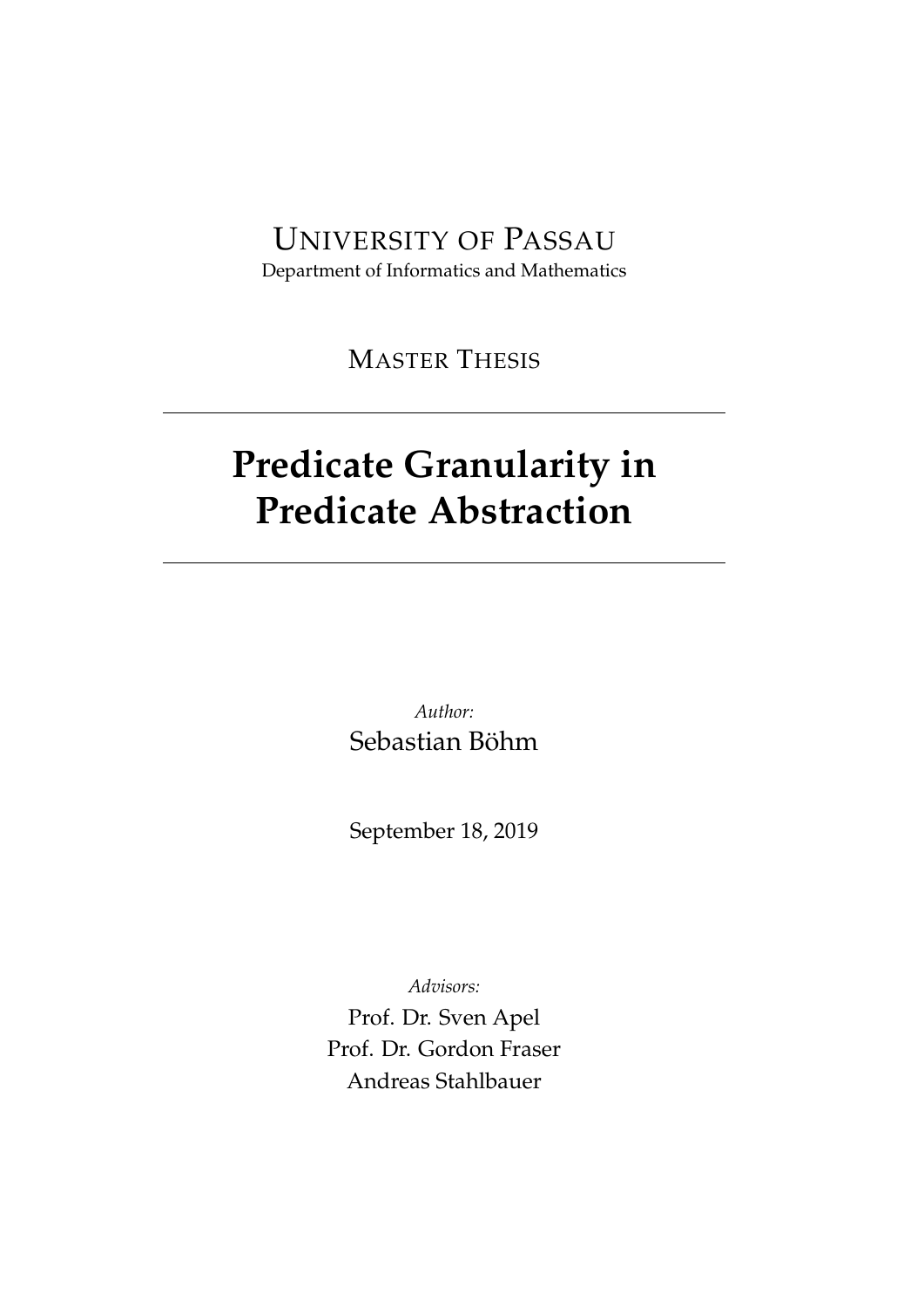University of Passau

Department of Informatics and Mathematics

Master Thesis

---

# Predicate Granularity in Predicate Abstraction

---

*Author:*

Sebastian Böhm

September 18, 2019

*Advisors:*

Prof. Dr. Sven Apel

Prof. Dr. Gordon Fraser

Andreas Stahlbauer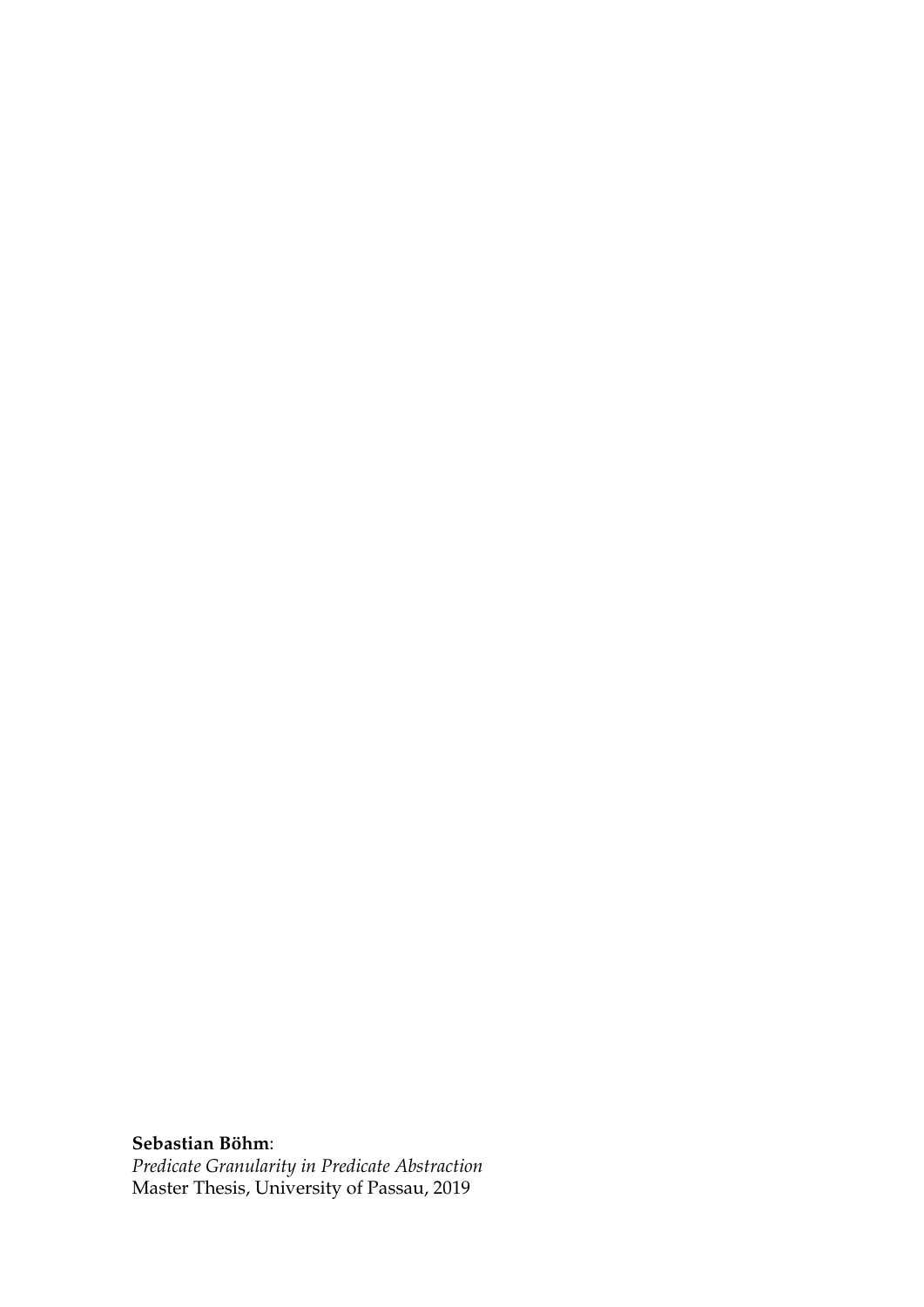**Sebastian Böhm**:
*Predicate Granularity in Predicate Abstraction*
Master Thesis, University of Passau, 2019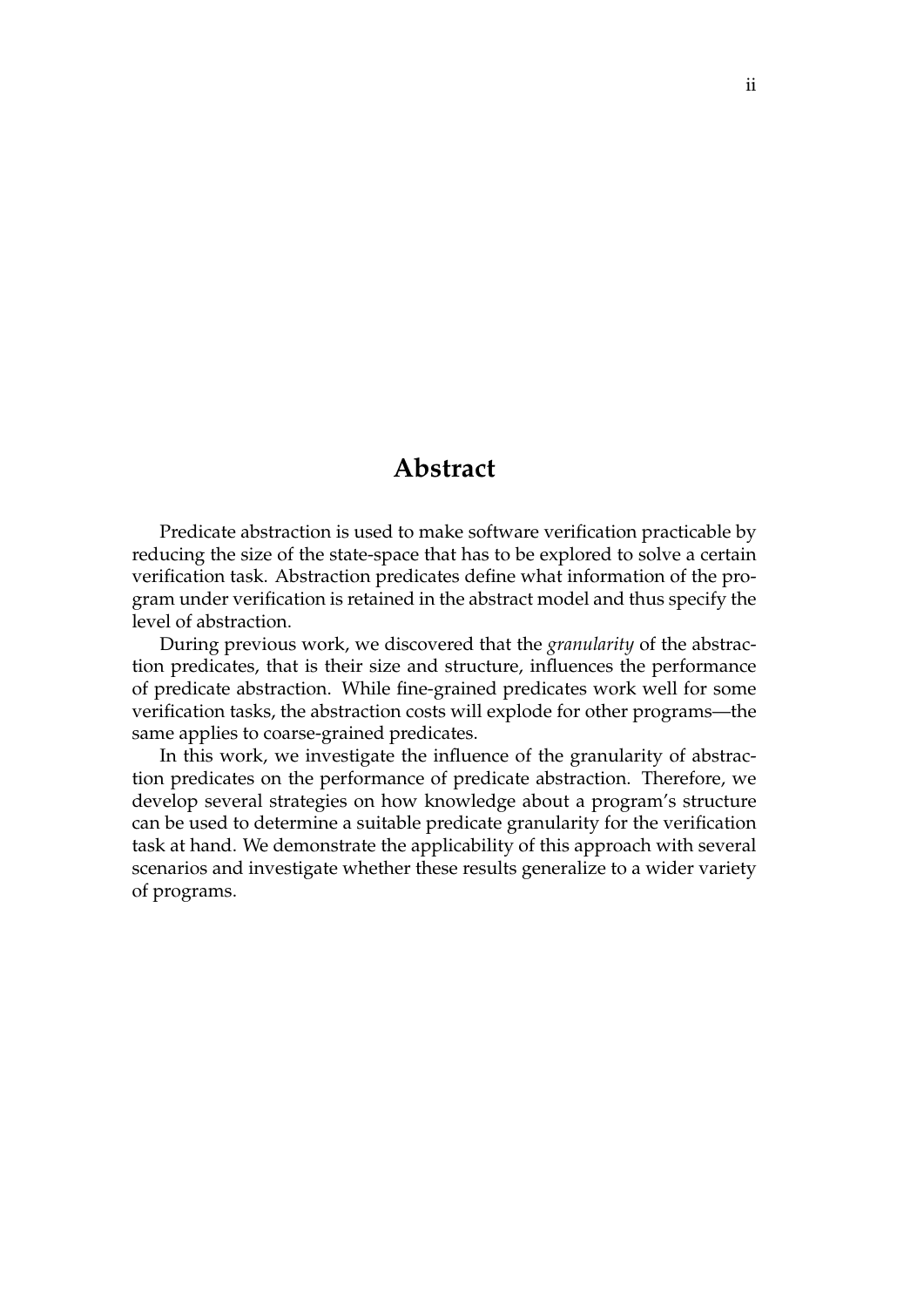# Abstract

Predicate abstraction is used to make software verification practicable by reducing the size of the state-space that has to be explored to solve a certain verification task. Abstraction predicates define what information of the program under verification is retained in the abstract model and thus specify the level of abstraction.

During previous work, we discovered that the *granularity* of the abstraction predicates, that is their size and structure, influences the performance of predicate abstraction. While fine-grained predicates work well for some verification tasks, the abstraction costs will explode for other programs—the same applies to coarse-grained predicates.

In this work, we investigate the influence of the granularity of abstraction predicates on the performance of predicate abstraction. Therefore, we develop several strategies on how knowledge about a program's structure can be used to determine a suitable predicate granularity for the verification task at hand. We demonstrate the applicability of this approach with several scenarios and investigate whether these results generalize to a wider variety of programs.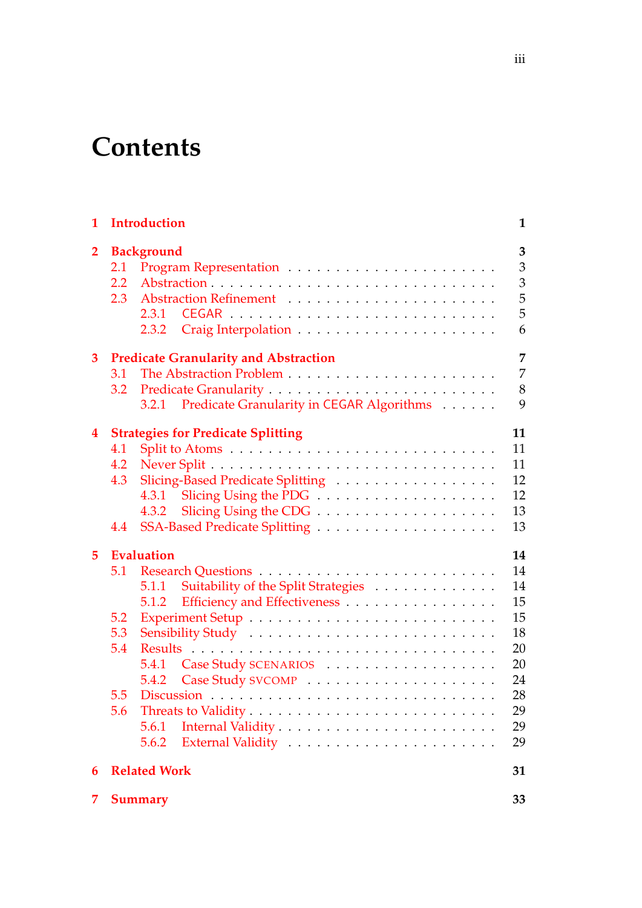# Contents

| | | |
|---|---|---|
| **1** | **Introduction** | **1** |
| **2** | **Background** | **3** |
| 2.1 | Program Representation | 3 |
| 2.2 | Abstraction | 3 |
| 2.3 | Abstraction Refinement | 5 |
| 2.3.1 | CEGAR | 5 |
| 2.3.2 | Craig Interpolation | 6 |
| **3** | **Predicate Granularity and Abstraction** | **7** |
| 3.1 | The Abstraction Problem | 7 |
| 3.2 | Predicate Granularity | 8 |
| 3.2.1 | Predicate Granularity in CEGAR Algorithms | 9 |
| **4** | **Strategies for Predicate Splitting** | **11** |
| 4.1 | Split to Atoms | 11 |
| 4.2 | Never Split | 11 |
| 4.3 | Slicing-Based Predicate Splitting | 12 |
| 4.3.1 | Slicing Using the PDG | 12 |
| 4.3.2 | Slicing Using the CDG | 13 |
| 4.4 | SSA-Based Predicate Splitting | 13 |
| **5** | **Evaluation** | **14** |
| 5.1 | Research Questions | 14 |
| 5.1.1 | Suitability of the Split Strategies | 14 |
| 5.1.2 | Efficiency and Effectiveness | 15 |
| 5.2 | Experiment Setup | 15 |
| 5.3 | Sensibility Study | 18 |
| 5.4 | Results | 20 |
| 5.4.1 | Case Study SCENARIOS | 20 |
| 5.4.2 | Case Study SVCOMP | 24 |
| 5.5 | Discussion | 28 |
| 5.6 | Threats to Validity | 29 |
| 5.6.1 | Internal Validity | 29 |
| 5.6.2 | External Validity | 29 |
| **6** | **Related Work** | **31** |
| **7** | **Summary** | **33** |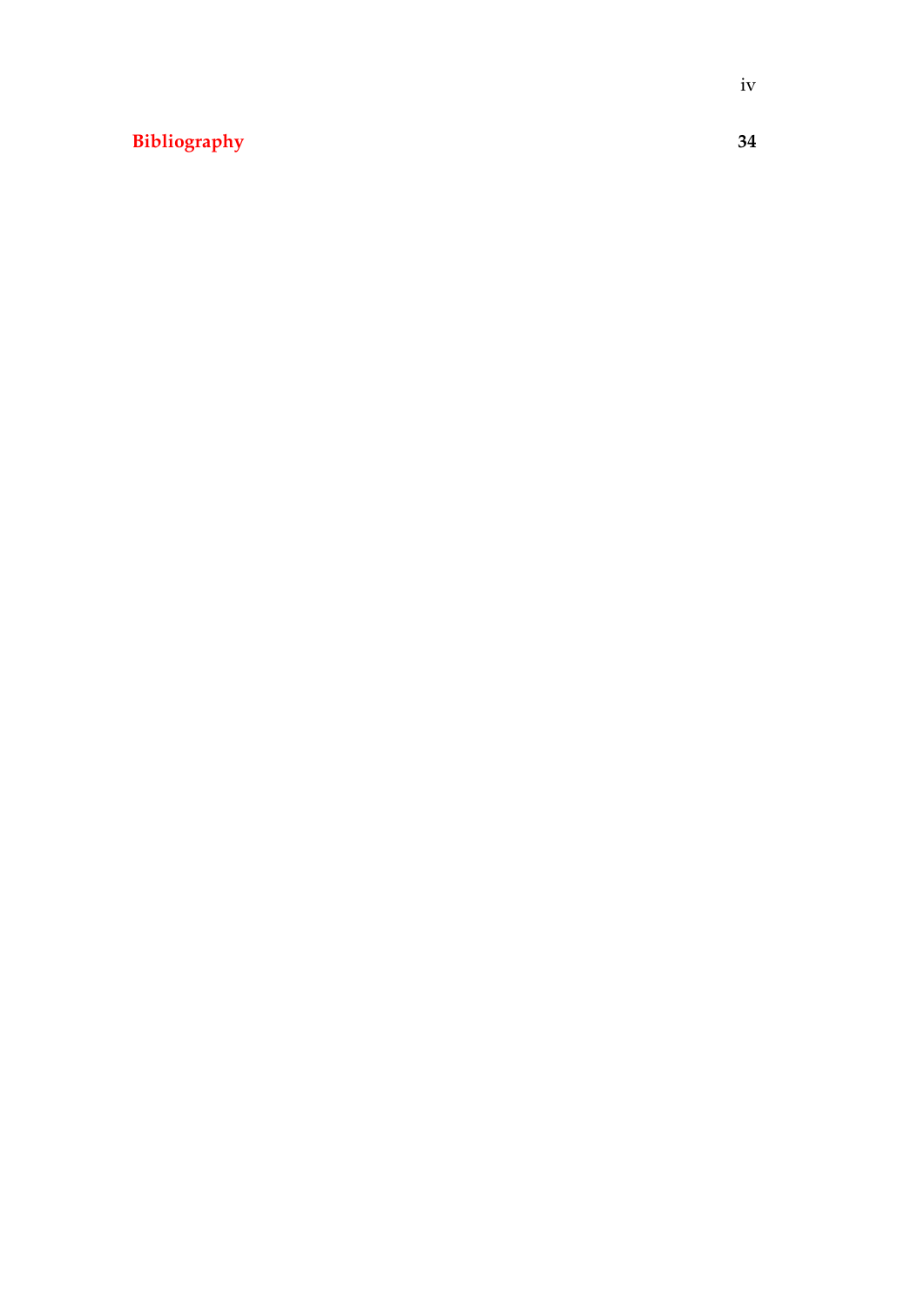**Bibliography** **34**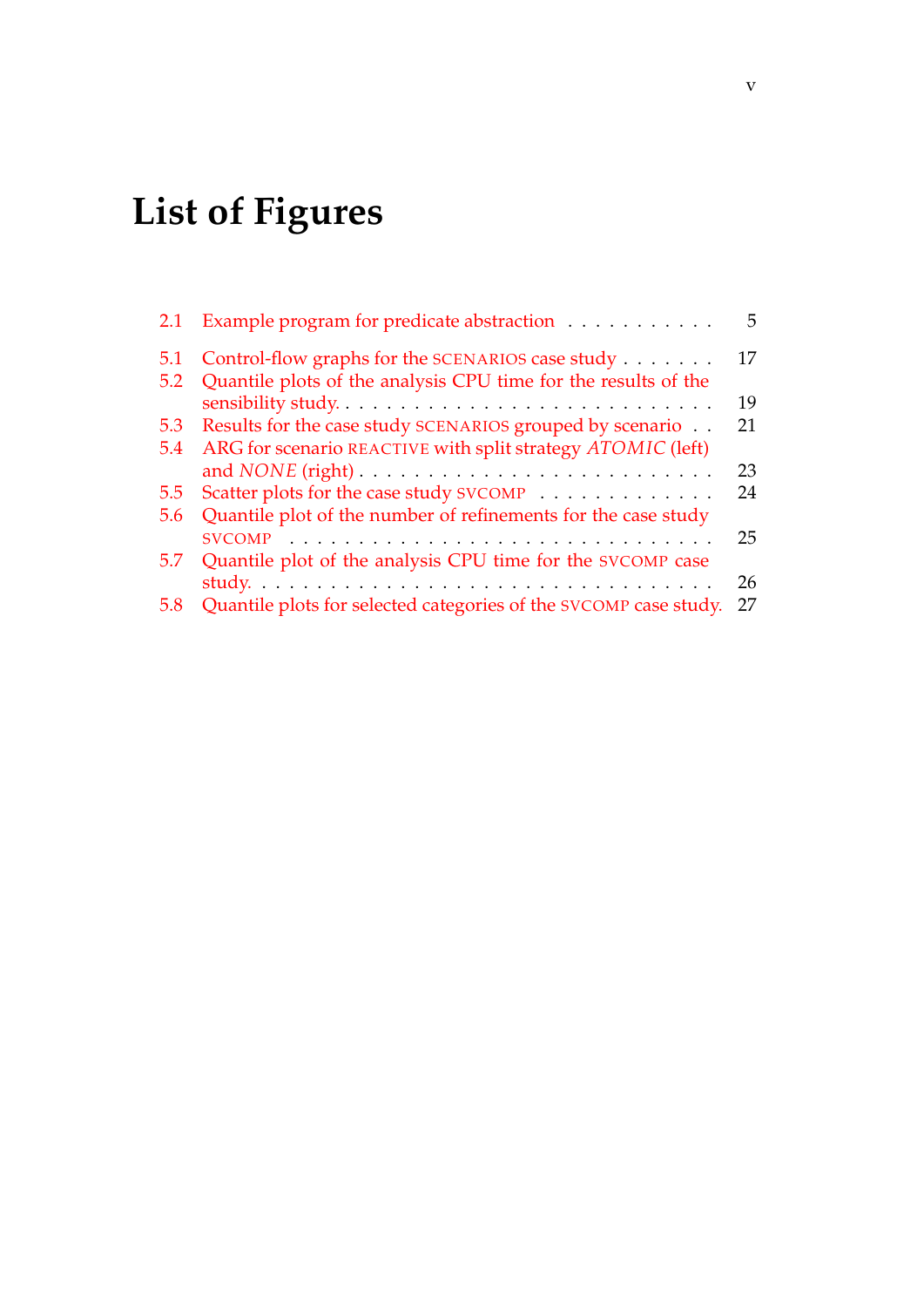# List of Figures

2.1 Example program for predicate abstraction . . . . . . . . . . . 5

5.1 Control-flow graphs for the SCENARIOS case study . . . . . . . 17
5.2 Quantile plots of the analysis CPU time for the results of the sensibility study. . . . . . . . . . . . . . . . . . . . . . . . . . 19
5.3 Results for the case study SCENARIOS grouped by scenario . . 21
5.4 ARG for scenario REACTIVE with split strategy *ATOMIC* (left) and *NONE* (right) . . . . . . . . . . . . . . . . . . . . . . . . 23
5.5 Scatter plots for the case study SVCOMP . . . . . . . . . . . . . 24
5.6 Quantile plot of the number of refinements for the case study SVCOMP . . . . . . . . . . . . . . . . . . . . . . . . . . . . . 25
5.7 Quantile plot of the analysis CPU time for the SVCOMP case study. . . . . . . . . . . . . . . . . . . . . . . . . . . . . . . 26
5.8 Quantile plots for selected categories of the SVCOMP case study. 27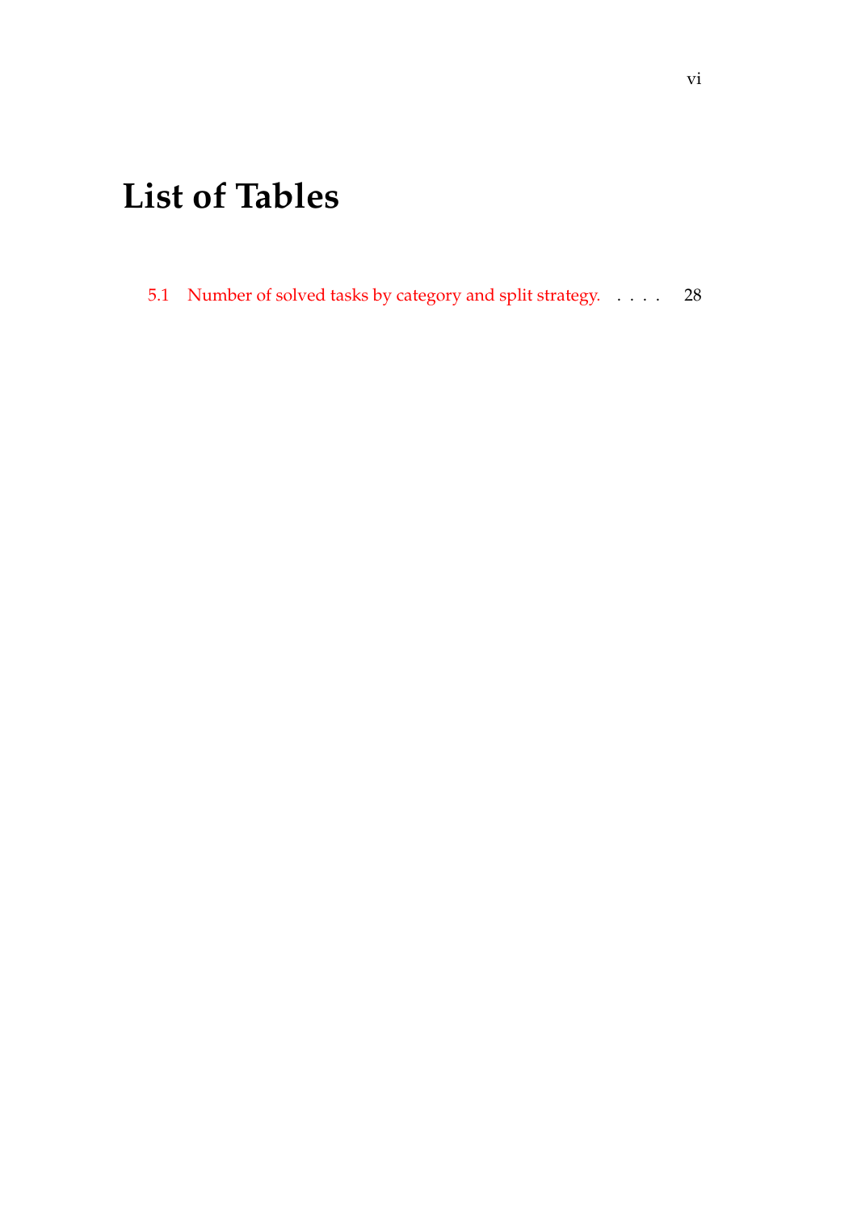# List of Tables

5.1 Number of solved tasks by category and split strategy. . . . . 28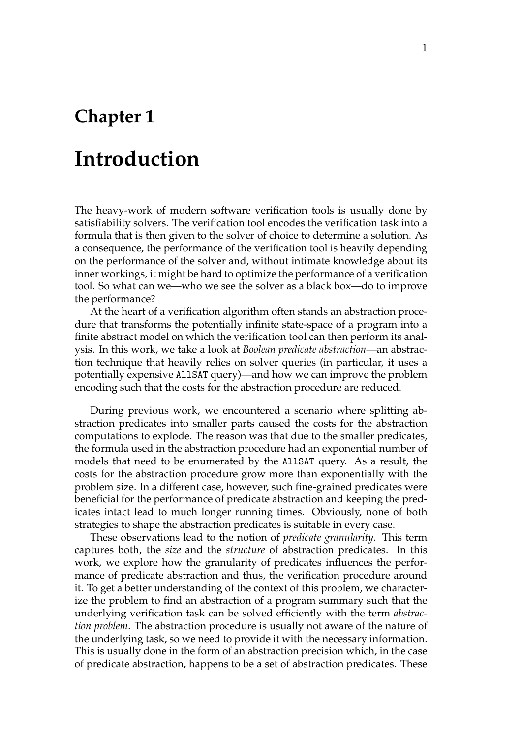# Chapter 1

# Introduction

The heavy-work of modern software verification tools is usually done by satisfiability solvers. The verification tool encodes the verification task into a formula that is then given to the solver of choice to determine a solution. As a consequence, the performance of the verification tool is heavily depending on the performance of the solver and, without intimate knowledge about its inner workings, it might be hard to optimize the performance of a verification tool. So what can we—who we see the solver as a black box—do to improve the performance?

At the heart of a verification algorithm often stands an abstraction procedure that transforms the potentially infinite state-space of a program into a finite abstract model on which the verification tool can then perform its analysis. In this work, we take a look at *Boolean predicate abstraction*—an abstraction technique that heavily relies on solver queries (in particular, it uses a potentially expensive `AllSAT` query)—and how we can improve the problem encoding such that the costs for the abstraction procedure are reduced.

During previous work, we encountered a scenario where splitting abstraction predicates into smaller parts caused the costs for the abstraction computations to explode. The reason was that due to the smaller predicates, the formula used in the abstraction procedure had an exponential number of models that need to be enumerated by the `AllSAT` query. As a result, the costs for the abstraction procedure grow more than exponentially with the problem size. In a different case, however, such fine-grained predicates were beneficial for the performance of predicate abstraction and keeping the predicates intact lead to much longer running times. Obviously, none of both strategies to shape the abstraction predicates is suitable in every case.

These observations lead to the notion of *predicate granularity*. This term captures both, the *size* and the *structure* of abstraction predicates. In this work, we explore how the granularity of predicates influences the performance of predicate abstraction and thus, the verification procedure around it. To get a better understanding of the context of this problem, we characterize the problem to find an abstraction of a program summary such that the underlying verification task can be solved efficiently with the term *abstraction problem*. The abstraction procedure is usually not aware of the nature of the underlying task, so we need to provide it with the necessary information. This is usually done in the form of an abstraction precision which, in the case of predicate abstraction, happens to be a set of abstraction predicates. These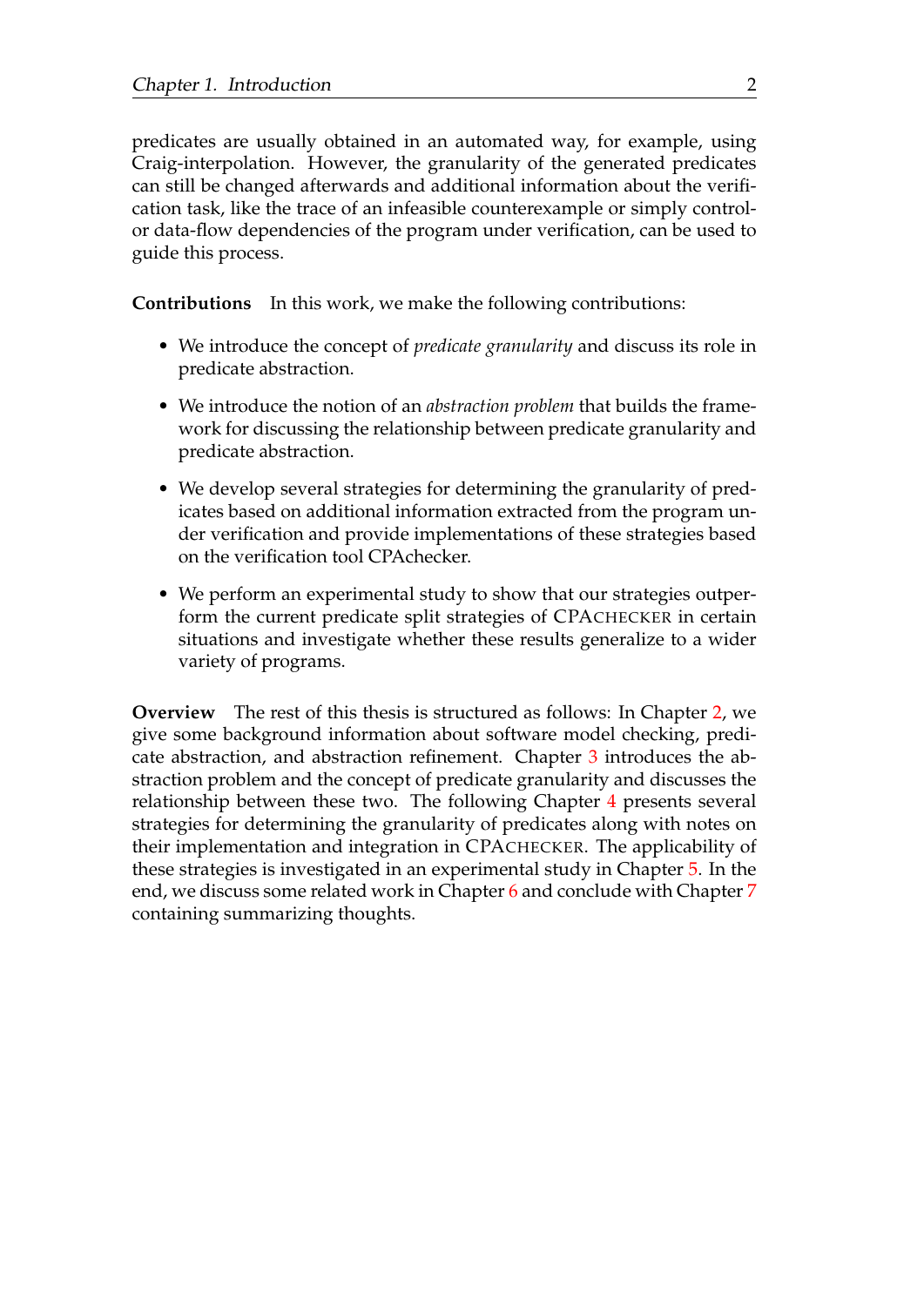predicates are usually obtained in an automated way, for example, using Craig-interpolation. However, the granularity of the generated predicates can still be changed afterwards and additional information about the verification task, like the trace of an infeasible counterexample or simply control- or data-flow dependencies of the program under verification, can be used to guide this process.

**Contributions** In this work, we make the following contributions:

- We introduce the concept of *predicate granularity* and discuss its role in predicate abstraction.
- We introduce the notion of an *abstraction problem* that builds the framework for discussing the relationship between predicate granularity and predicate abstraction.
- We develop several strategies for determining the granularity of predicates based on additional information extracted from the program under verification and provide implementations of these strategies based on the verification tool CPAchecker.
- We perform an experimental study to show that our strategies outperform the current predicate split strategies of CPACHECKER in certain situations and investigate whether these results generalize to a wider variety of programs.

**Overview** The rest of this thesis is structured as follows: In Chapter 2, we give some background information about software model checking, predicate abstraction, and abstraction refinement. Chapter 3 introduces the abstraction problem and the concept of predicate granularity and discusses the relationship between these two. The following Chapter 4 presents several strategies for determining the granularity of predicates along with notes on their implementation and integration in CPACHECKER. The applicability of these strategies is investigated in an experimental study in Chapter 5. In the end, we discuss some related work in Chapter 6 and conclude with Chapter 7 containing summarizing thoughts.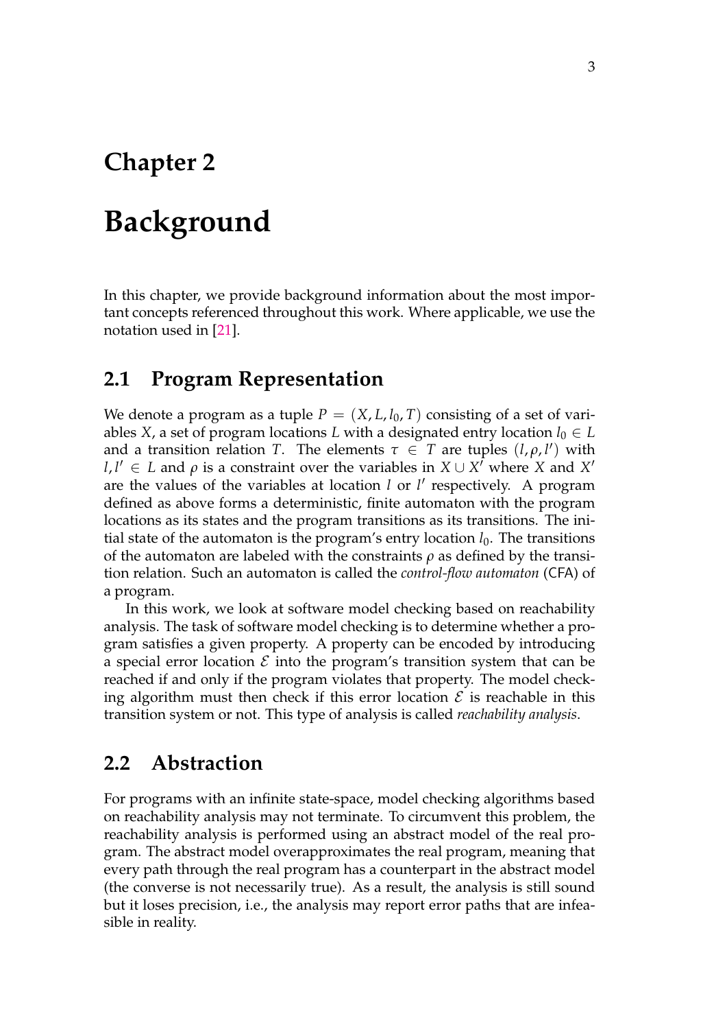# Chapter 2

# Background

In this chapter, we provide background information about the most important concepts referenced throughout this work. Where applicable, we use the notation used in [21].

## 2.1 Program Representation

We denote a program as a tuple $P = (X, L, l_0, T)$ consisting of a set of variables $X$, a set of program locations $L$ with a designated entry location $l_0 \in L$ and a transition relation $T$. The elements $\tau \in T$ are tuples $(l, \rho, l')$ with $l, l' \in L$ and $\rho$ is a constraint over the variables in $X \cup X'$ where $X$ and $X'$ are the values of the variables at location $l$ or $l'$ respectively. A program defined as above forms a deterministic, finite automaton with the program locations as its states and the program transitions as its transitions. The initial state of the automaton is the program's entry location $l_0$. The transitions of the automaton are labeled with the constraints $\rho$ as defined by the transition relation. Such an automaton is called the *control-flow automaton* (CFA) of a program.

In this work, we look at software model checking based on reachability analysis. The task of software model checking is to determine whether a program satisfies a given property. A property can be encoded by introducing a special error location $\mathcal{E}$ into the program's transition system that can be reached if and only if the program violates that property. The model checking algorithm must then check if this error location $\mathcal{E}$ is reachable in this transition system or not. This type of analysis is called *reachability analysis*.

## 2.2 Abstraction

For programs with an infinite state-space, model checking algorithms based on reachability analysis may not terminate. To circumvent this problem, the reachability analysis is performed using an abstract model of the real program. The abstract model overapproximates the real program, meaning that every path through the real program has a counterpart in the abstract model (the converse is not necessarily true). As a result, the analysis is still sound but it loses precision, i.e., the analysis may report error paths that are infeasible in reality.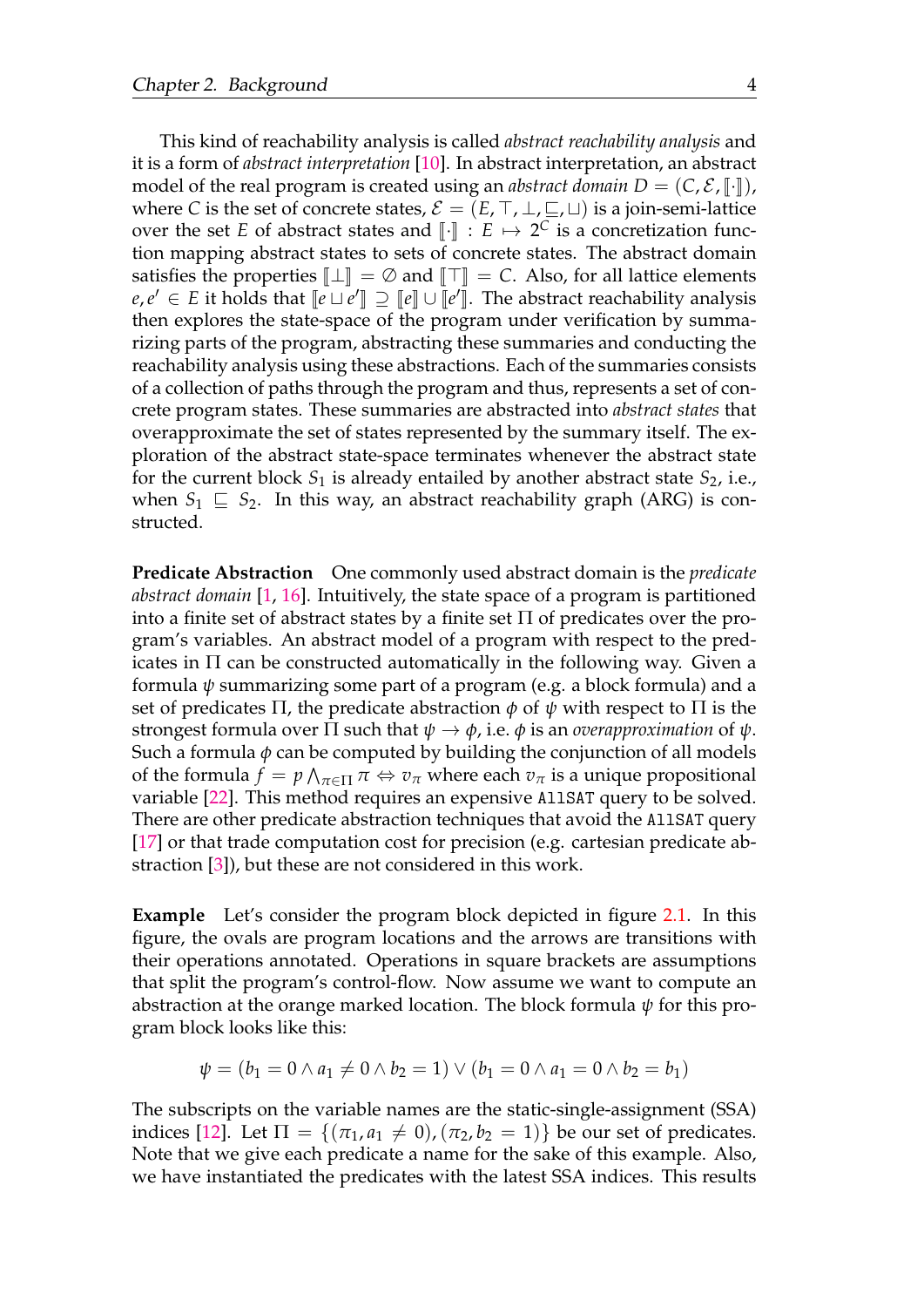This kind of reachability analysis is called *abstract reachability analysis* and it is a form of *abstract interpretation* [10]. In abstract interpretation, an abstract model of the real program is created using an *abstract domain* $D = (C, \mathcal{E}, [\![\cdot]\!])$, where $C$ is the set of concrete states, $\mathcal{E} = (E, \top, \bot, \sqsubseteq, \sqcup)$ is a join-semi-lattice over the set $E$ of abstract states and $[\![\cdot]\!] : E \mapsto 2^C$ is a concretization function mapping abstract states to sets of concrete states. The abstract domain satisfies the properties $[\![\bot]\!] = \emptyset$ and $[\![\top]\!] = C$. Also, for all lattice elements $e, e' \in E$ it holds that $[\![e \sqcup e']\!] \supseteq [\![e]\!] \cup [\![e']\!]$. The abstract reachability analysis then explores the state-space of the program under verification by summarizing parts of the program, abstracting these summaries and conducting the reachability analysis using these abstractions. Each of the summaries consists of a collection of paths through the program and thus, represents a set of concrete program states. These summaries are abstracted into *abstract states* that overapproximate the set of states represented by the summary itself. The exploration of the abstract state-space terminates whenever the abstract state for the current block $S_1$ is already entailed by another abstract state $S_2$, i.e., when $S_1 \sqsubseteq S_2$. In this way, an abstract reachability graph (ARG) is constructed.

**Predicate Abstraction** One commonly used abstract domain is the *predicate abstract domain* [1, 16]. Intuitively, the state space of a program is partitioned into a finite set of abstract states by a finite set $\Pi$ of predicates over the program's variables. An abstract model of a program with respect to the predicates in $\Pi$ can be constructed automatically in the following way. Given a formula $\psi$ summarizing some part of a program (e.g. a block formula) and a set of predicates $\Pi$, the predicate abstraction $\phi$ of $\psi$ with respect to $\Pi$ is the strongest formula over $\Pi$ such that $\psi \rightarrow \phi$, i.e. $\phi$ is an *overapproximation* of $\psi$. Such a formula $\phi$ can be computed by building the conjunction of all models of the formula $f = p \bigwedge_{\pi \in \Pi} \pi \Leftrightarrow v_\pi$ where each $v_\pi$ is a unique propositional variable [22]. This method requires an expensive `AllSAT` query to be solved. There are other predicate abstraction techniques that avoid the `AllSAT` query [17] or that trade computation cost for precision (e.g. cartesian predicate abstraction [3]), but these are not considered in this work.

**Example** Let's consider the program block depicted in figure 2.1. In this figure, the ovals are program locations and the arrows are transitions with their operations annotated. Operations in square brackets are assumptions that split the program's control-flow. Now assume we want to compute an abstraction at the orange marked location. The block formula $\psi$ for this program block looks like this:

$$\psi = (b_1 = 0 \wedge a_1 \neq 0 \wedge b_2 = 1) \vee (b_1 = 0 \wedge a_1 = 0 \wedge b_2 = b_1)$$

The subscripts on the variable names are the static-single-assignment (SSA) indices [12]. Let $\Pi = \{(\pi_1, a_1 \neq 0), (\pi_2, b_2 = 1)\}$ be our set of predicates. Note that we give each predicate a name for the sake of this example. Also, we have instantiated the predicates with the latest SSA indices. This results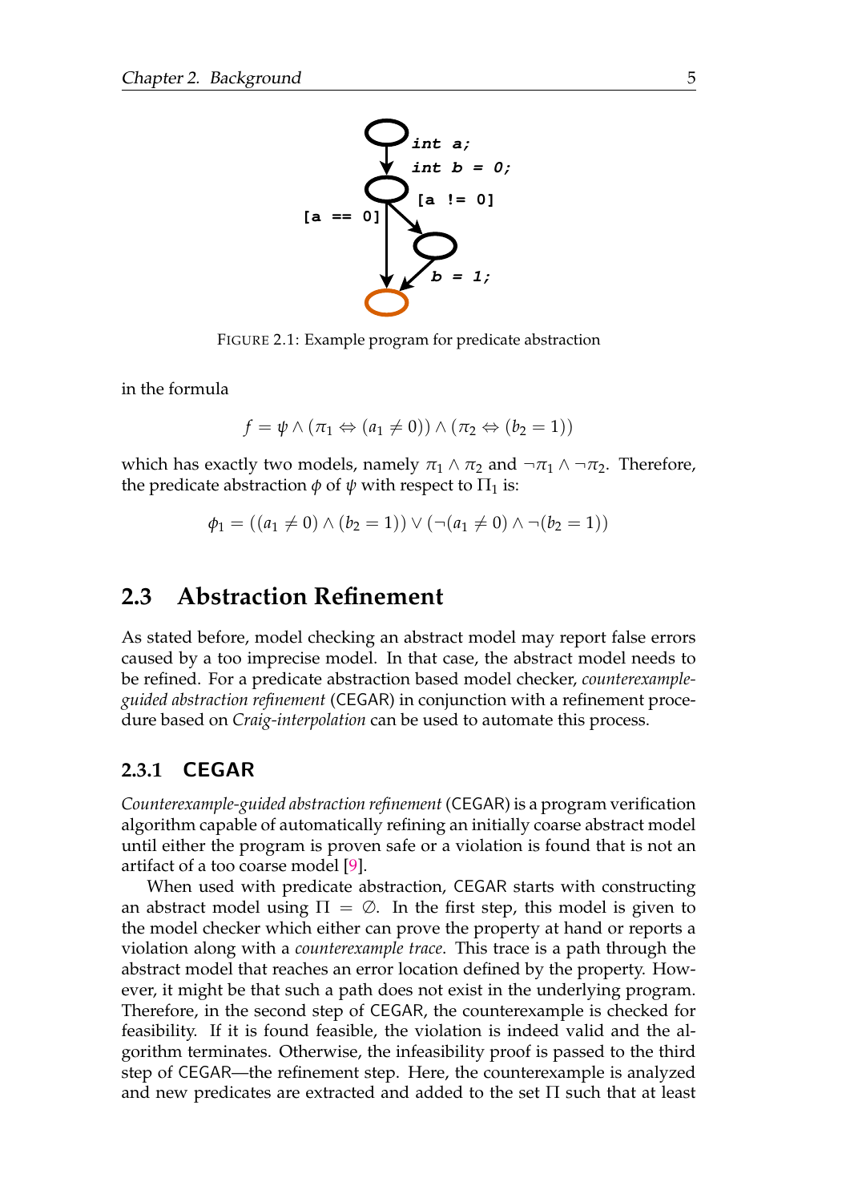FIGURE 2.1: Example program for predicate abstraction

in the formula

$$f = \psi \wedge (\pi_1 \Leftrightarrow (a_1 \neq 0)) \wedge (\pi_2 \Leftrightarrow (b_2 = 1))$$

which has exactly two models, namely $\pi_1 \wedge \pi_2$ and $\neg\pi_1 \wedge \neg\pi_2$. Therefore, the predicate abstraction $\phi$ of $\psi$ with respect to $\Pi_1$ is:

$$\phi_1 = ((a_1 \neq 0) \wedge (b_2 = 1)) \vee (\neg(a_1 \neq 0) \wedge \neg(b_2 = 1))$$

## 2.3 Abstraction Refinement

As stated before, model checking an abstract model may report false errors caused by a too imprecise model. In that case, the abstract model needs to be refined. For a predicate abstraction based model checker, *counterexample-guided abstraction refinement* (CEGAR) in conjunction with a refinement procedure based on *Craig-interpolation* can be used to automate this process.

### 2.3.1 CEGAR

*Counterexample-guided abstraction refinement* (CEGAR) is a program verification algorithm capable of automatically refining an initially coarse abstract model until either the program is proven safe or a violation is found that is not an artifact of a too coarse model [9].

When used with predicate abstraction, CEGAR starts with constructing an abstract model using $\Pi = \emptyset$. In the first step, this model is given to the model checker which either can prove the property at hand or reports a violation along with a *counterexample trace*. This trace is a path through the abstract model that reaches an error location defined by the property. However, it might be that such a path does not exist in the underlying program. Therefore, in the second step of CEGAR, the counterexample is checked for feasibility. If it is found feasible, the violation is indeed valid and the algorithm terminates. Otherwise, the infeasibility proof is passed to the third step of CEGAR—the refinement step. Here, the counterexample is analyzed and new predicates are extracted and added to the set $\Pi$ such that at least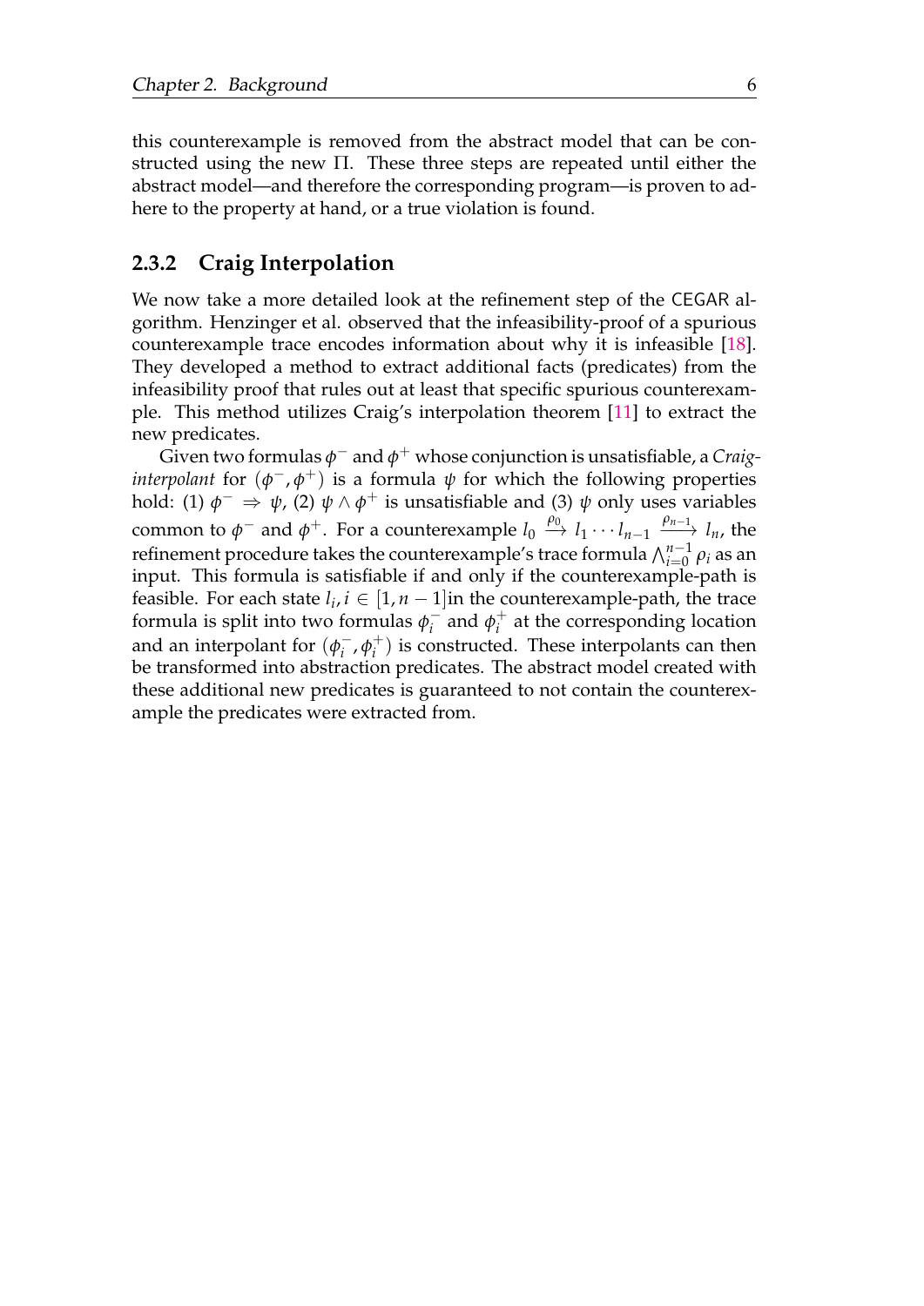this counterexample is removed from the abstract model that can be constructed using the new $\Pi$. These three steps are repeated until either the abstract model—and therefore the corresponding program—is proven to adhere to the property at hand, or a true violation is found.

### 2.3.2 Craig Interpolation

We now take a more detailed look at the refinement step of the CEGAR algorithm. Henzinger et al. observed that the infeasibility-proof of a spurious counterexample trace encodes information about why it is infeasible [18]. They developed a method to extract additional facts (predicates) from the infeasibility proof that rules out at least that specific spurious counterexample. This method utilizes Craig's interpolation theorem [11] to extract the new predicates.

Given two formulas $\phi^-$ and $\phi^+$ whose conjunction is unsatisfiable, a *Craig-interpolant* for $(\phi^-, \phi^+)$ is a formula $\psi$ for which the following properties hold: (1) $\phi^- \Rightarrow \psi$, (2) $\psi \wedge \phi^+$ is unsatisfiable and (3) $\psi$ only uses variables common to $\phi^-$ and $\phi^+$. For a counterexample $l_0 \xrightarrow{\rho_0} l_1 \cdots l_{n-1} \xrightarrow{\rho_{n-1}} l_n$, the refinement procedure takes the counterexample's trace formula $\bigwedge_{i=0}^{n-1} \rho_i$ as an input. This formula is satisfiable if and only if the counterexample-path is feasible. For each state $l_i, i \in [1, n-1]$in the counterexample-path, the trace formula is split into two formulas $\phi_i^-$ and $\phi_i^+$ at the corresponding location and an interpolant for $(\phi_i^-, \phi_i^+)$ is constructed. These interpolants can then be transformed into abstraction predicates. The abstract model created with these additional new predicates is guaranteed to not contain the counterexample the predicates were extracted from.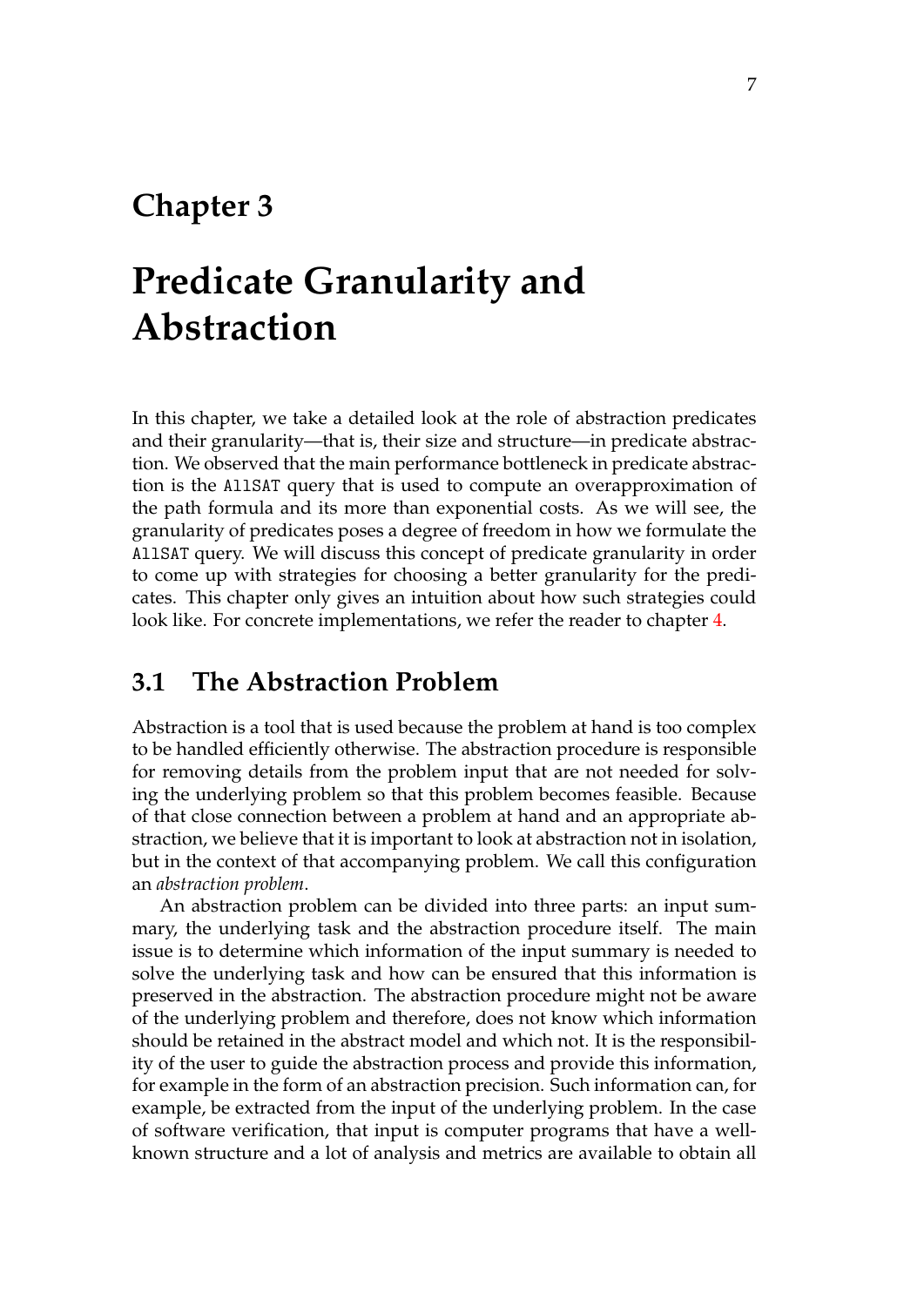# Chapter 3

# Predicate Granularity and Abstraction

In this chapter, we take a detailed look at the role of abstraction predicates and their granularity—that is, their size and structure—in predicate abstraction. We observed that the main performance bottleneck in predicate abstraction is the `AllSAT` query that is used to compute an overapproximation of the path formula and its more than exponential costs. As we will see, the granularity of predicates poses a degree of freedom in how we formulate the `AllSAT` query. We will discuss this concept of predicate granularity in order to come up with strategies for choosing a better granularity for the predicates. This chapter only gives an intuition about how such strategies could look like. For concrete implementations, we refer the reader to chapter 4.

## 3.1 The Abstraction Problem

Abstraction is a tool that is used because the problem at hand is too complex to be handled efficiently otherwise. The abstraction procedure is responsible for removing details from the problem input that are not needed for solving the underlying problem so that this problem becomes feasible. Because of that close connection between a problem at hand and an appropriate abstraction, we believe that it is important to look at abstraction not in isolation, but in the context of that accompanying problem. We call this configuration an *abstraction problem*.

An abstraction problem can be divided into three parts: an input summary, the underlying task and the abstraction procedure itself. The main issue is to determine which information of the input summary is needed to solve the underlying task and how can be ensured that this information is preserved in the abstraction. The abstraction procedure might not be aware of the underlying problem and therefore, does not know which information should be retained in the abstract model and which not. It is the responsibility of the user to guide the abstraction process and provide this information, for example in the form of an abstraction precision. Such information can, for example, be extracted from the input of the underlying problem. In the case of software verification, that input is computer programs that have a well-known structure and a lot of analysis and metrics are available to obtain all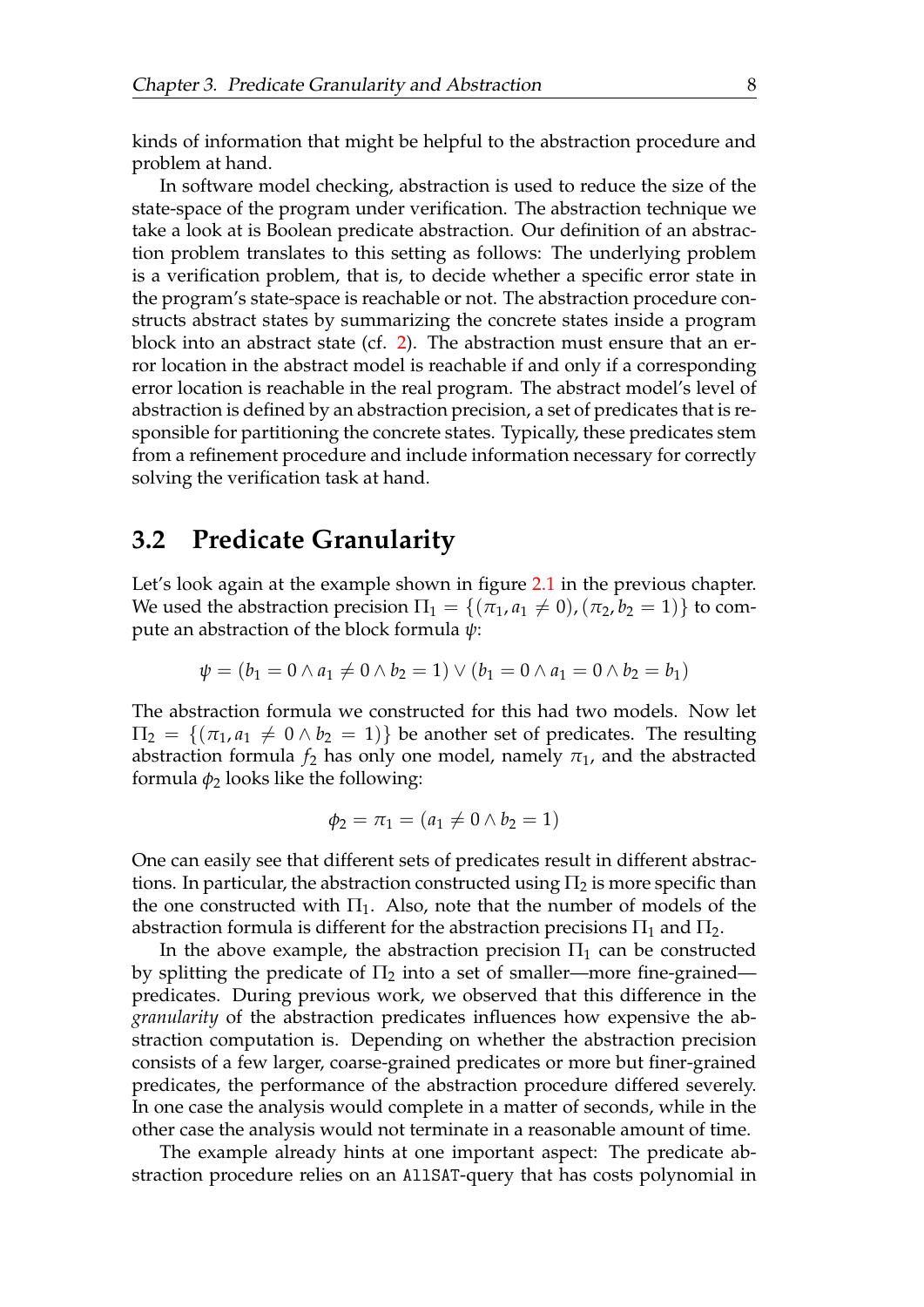kinds of information that might be helpful to the abstraction procedure and problem at hand.

In software model checking, abstraction is used to reduce the size of the state-space of the program under verification. The abstraction technique we take a look at is Boolean predicate abstraction. Our definition of an abstraction problem translates to this setting as follows: The underlying problem is a verification problem, that is, to decide whether a specific error state in the program's state-space is reachable or not. The abstraction procedure constructs abstract states by summarizing the concrete states inside a program block into an abstract state (cf. 2). The abstraction must ensure that an error location in the abstract model is reachable if and only if a corresponding error location is reachable in the real program. The abstract model's level of abstraction is defined by an abstraction precision, a set of predicates that is responsible for partitioning the concrete states. Typically, these predicates stem from a refinement procedure and include information necessary for correctly solving the verification task at hand.

## 3.2 Predicate Granularity

Let's look again at the example shown in figure 2.1 in the previous chapter. We used the abstraction precision $\Pi_1 = \{(\pi_1, a_1 \neq 0), (\pi_2, b_2 = 1)\}$ to compute an abstraction of the block formula $\psi$:

$$\psi = (b_1 = 0 \land a_1 \neq 0 \land b_2 = 1) \lor (b_1 = 0 \land a_1 = 0 \land b_2 = b_1)$$

The abstraction formula we constructed for this had two models. Now let $\Pi_2 = \{(\pi_1, a_1 \neq 0 \land b_2 = 1)\}$ be another set of predicates. The resulting abstraction formula $f_2$ has only one model, namely $\pi_1$, and the abstracted formula $\phi_2$ looks like the following:

$$\phi_2 = \pi_1 = (a_1 \neq 0 \land b_2 = 1)$$

One can easily see that different sets of predicates result in different abstractions. In particular, the abstraction constructed using $\Pi_2$ is more specific than the one constructed with $\Pi_1$. Also, note that the number of models of the abstraction formula is different for the abstraction precisions $\Pi_1$ and $\Pi_2$.

In the above example, the abstraction precision $\Pi_1$ can be constructed by splitting the predicate of $\Pi_2$ into a set of smaller—more fine-grained—predicates. During previous work, we observed that this difference in the *granularity* of the abstraction predicates influences how expensive the abstraction computation is. Depending on whether the abstraction precision consists of a few larger, coarse-grained predicates or more but finer-grained predicates, the performance of the abstraction procedure differed severely. In one case the analysis would complete in a matter of seconds, while in the other case the analysis would not terminate in a reasonable amount of time.

The example already hints at one important aspect: The predicate abstraction procedure relies on an `AllSAT`-query that has costs polynomial in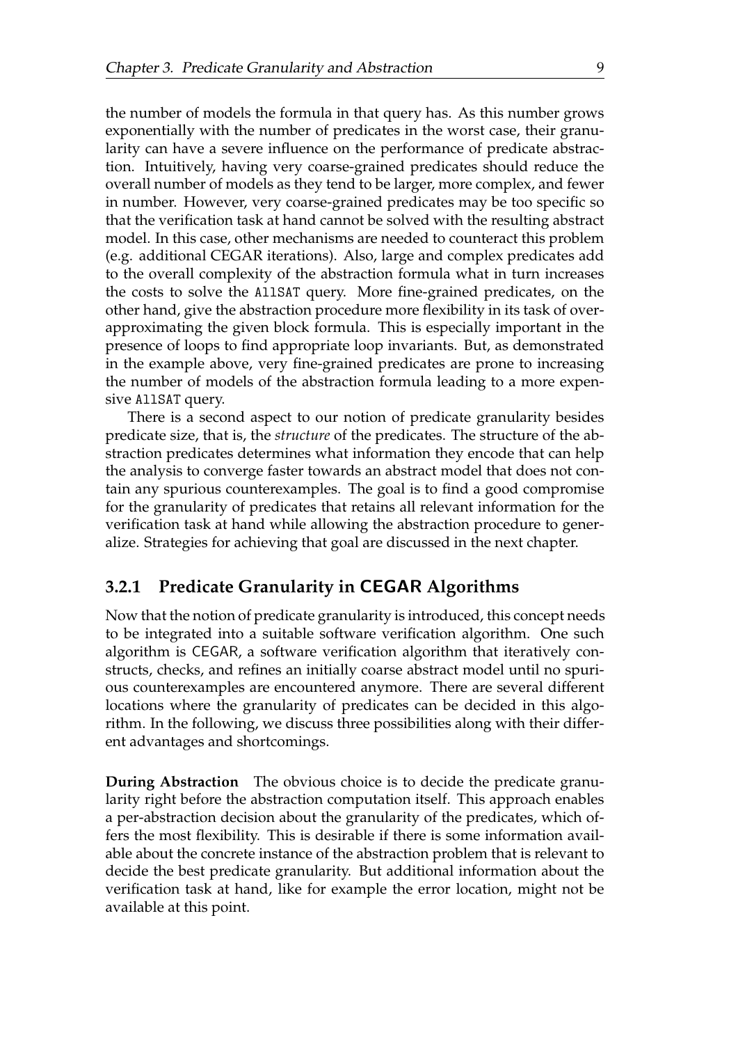the number of models the formula in that query has. As this number grows exponentially with the number of predicates in the worst case, their granularity can have a severe influence on the performance of predicate abstraction. Intuitively, having very coarse-grained predicates should reduce the overall number of models as they tend to be larger, more complex, and fewer in number. However, very coarse-grained predicates may be too specific so that the verification task at hand cannot be solved with the resulting abstract model. In this case, other mechanisms are needed to counteract this problem (e.g. additional CEGAR iterations). Also, large and complex predicates add to the overall complexity of the abstraction formula what in turn increases the costs to solve the `AllSAT` query. More fine-grained predicates, on the other hand, give the abstraction procedure more flexibility in its task of over-approximating the given block formula. This is especially important in the presence of loops to find appropriate loop invariants. But, as demonstrated in the example above, very fine-grained predicates are prone to increasing the number of models of the abstraction formula leading to a more expensive `AllSAT` query.

There is a second aspect to our notion of predicate granularity besides predicate size, that is, the *structure* of the predicates. The structure of the abstraction predicates determines what information they encode that can help the analysis to converge faster towards an abstract model that does not contain any spurious counterexamples. The goal is to find a good compromise for the granularity of predicates that retains all relevant information for the verification task at hand while allowing the abstraction procedure to generalize. Strategies for achieving that goal are discussed in the next chapter.

### 3.2.1 Predicate Granularity in CEGAR Algorithms

Now that the notion of predicate granularity is introduced, this concept needs to be integrated into a suitable software verification algorithm. One such algorithm is CEGAR, a software verification algorithm that iteratively constructs, checks, and refines an initially coarse abstract model until no spurious counterexamples are encountered anymore. There are several different locations where the granularity of predicates can be decided in this algorithm. In the following, we discuss three possibilities along with their different advantages and shortcomings.

**During Abstraction** The obvious choice is to decide the predicate granularity right before the abstraction computation itself. This approach enables a per-abstraction decision about the granularity of the predicates, which offers the most flexibility. This is desirable if there is some information available about the concrete instance of the abstraction problem that is relevant to decide the best predicate granularity. But additional information about the verification task at hand, like for example the error location, might not be available at this point.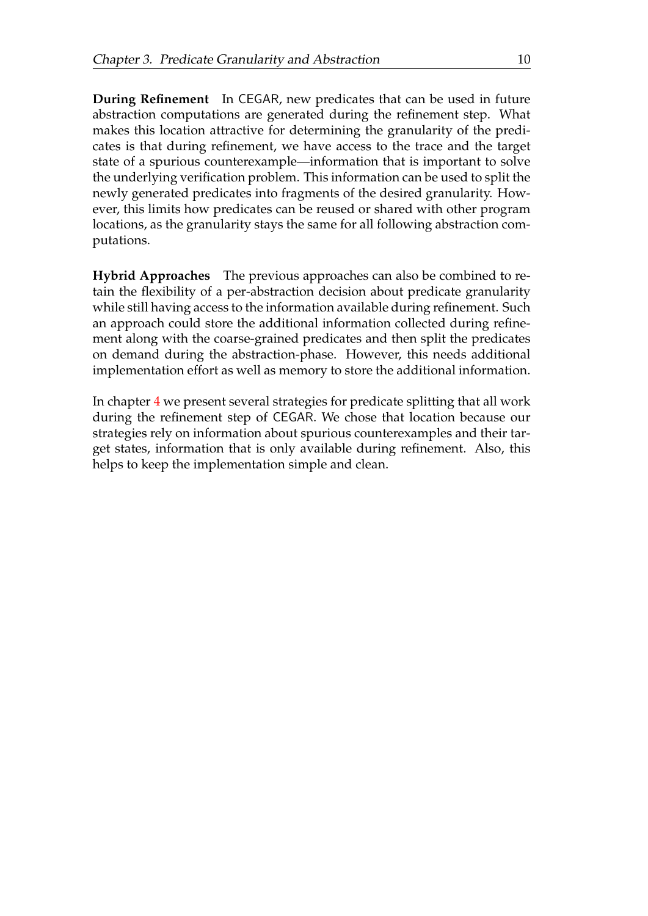**During Refinement** In CEGAR, new predicates that can be used in future abstraction computations are generated during the refinement step. What makes this location attractive for determining the granularity of the predicates is that during refinement, we have access to the trace and the target state of a spurious counterexample—information that is important to solve the underlying verification problem. This information can be used to split the newly generated predicates into fragments of the desired granularity. However, this limits how predicates can be reused or shared with other program locations, as the granularity stays the same for all following abstraction computations.

**Hybrid Approaches** The previous approaches can also be combined to retain the flexibility of a per-abstraction decision about predicate granularity while still having access to the information available during refinement. Such an approach could store the additional information collected during refinement along with the coarse-grained predicates and then split the predicates on demand during the abstraction-phase. However, this needs additional implementation effort as well as memory to store the additional information.

In chapter 4 we present several strategies for predicate splitting that all work during the refinement step of CEGAR. We chose that location because our strategies rely on information about spurious counterexamples and their target states, information that is only available during refinement. Also, this helps to keep the implementation simple and clean.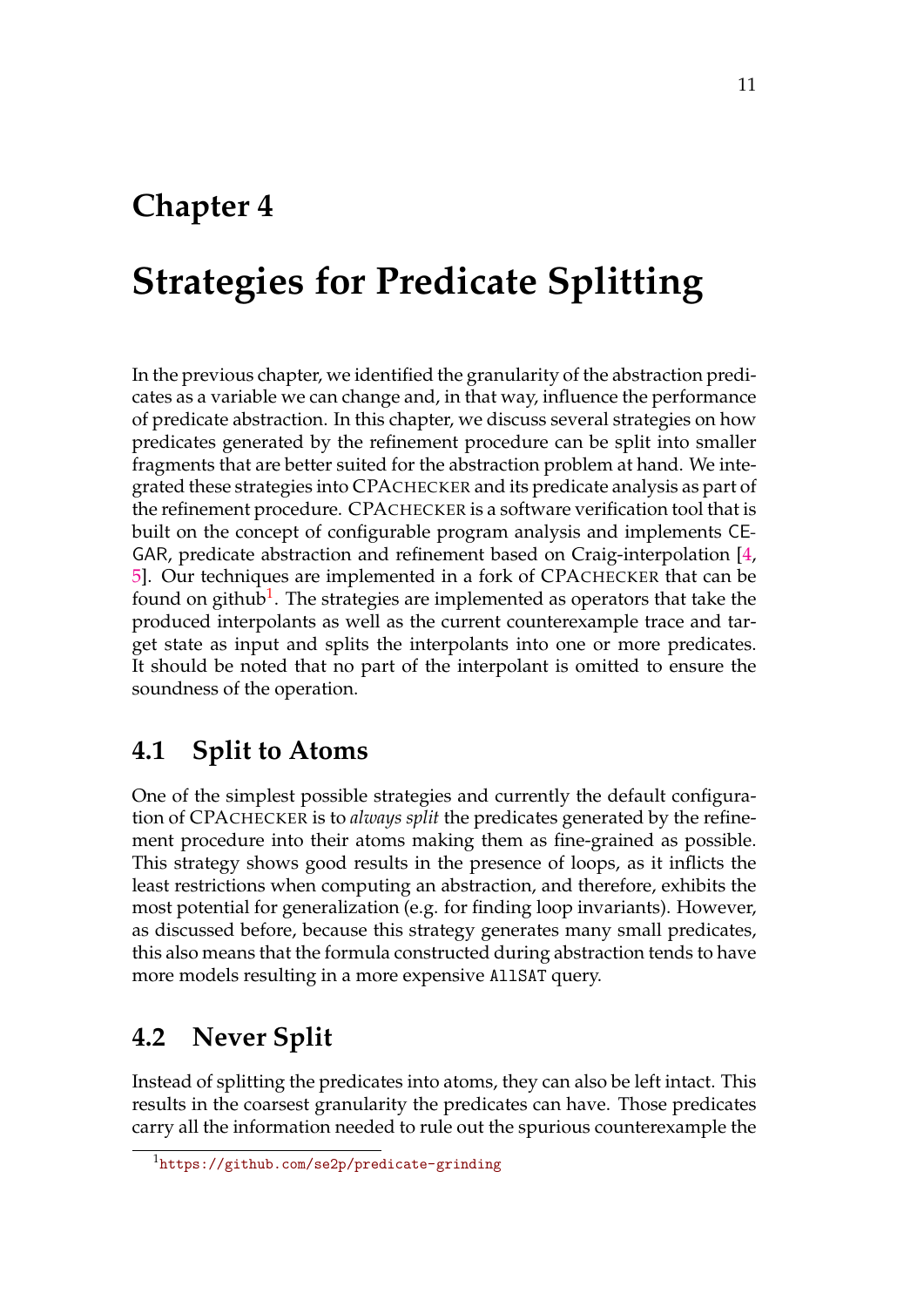# Chapter 4

# Strategies for Predicate Splitting

In the previous chapter, we identified the granularity of the abstraction predicates as a variable we can change and, in that way, influence the performance of predicate abstraction. In this chapter, we discuss several strategies on how predicates generated by the refinement procedure can be split into smaller fragments that are better suited for the abstraction problem at hand. We integrated these strategies into CPACHECKER and its predicate analysis as part of the refinement procedure. CPACHECKER is a software verification tool that is built on the concept of configurable program analysis and implements CEGAR, predicate abstraction and refinement based on Craig-interpolation [4, 5]. Our techniques are implemented in a fork of CPACHECKER that can be found on github[1]. The strategies are implemented as operators that take the produced interpolants as well as the current counterexample trace and target state as input and splits the interpolants into one or more predicates. It should be noted that no part of the interpolant is omitted to ensure the soundness of the operation.

## 4.1 Split to Atoms

One of the simplest possible strategies and currently the default configuration of CPACHECKER is to *always split* the predicates generated by the refinement procedure into their atoms making them as fine-grained as possible. This strategy shows good results in the presence of loops, as it inflicts the least restrictions when computing an abstraction, and therefore, exhibits the most potential for generalization (e.g. for finding loop invariants). However, as discussed before, because this strategy generates many small predicates, this also means that the formula constructed during abstraction tends to have more models resulting in a more expensive `AllSAT` query.

## 4.2 Never Split

Instead of splitting the predicates into atoms, they can also be left intact. This results in the coarsest granularity the predicates can have. Those predicates carry all the information needed to rule out the spurious counterexample the

[1] https://github.com/se2p/predicate-grinding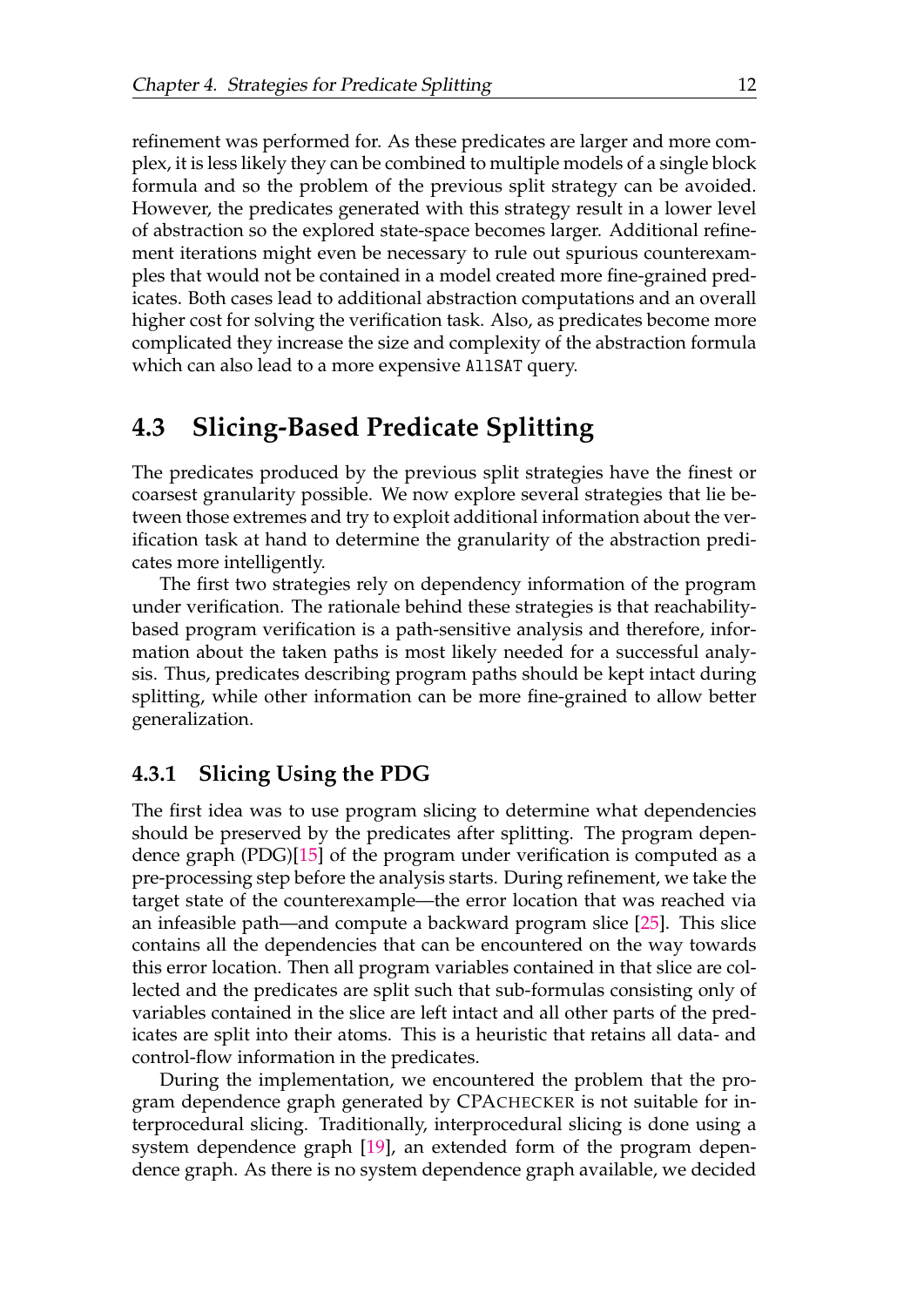refinement was performed for. As these predicates are larger and more complex, it is less likely they can be combined to multiple models of a single block formula and so the problem of the previous split strategy can be avoided. However, the predicates generated with this strategy result in a lower level of abstraction so the explored state-space becomes larger. Additional refinement iterations might even be necessary to rule out spurious counterexamples that would not be contained in a model created more fine-grained predicates. Both cases lead to additional abstraction computations and an overall higher cost for solving the verification task. Also, as predicates become more complicated they increase the size and complexity of the abstraction formula which can also lead to a more expensive `AllSAT` query.

## 4.3 Slicing-Based Predicate Splitting

The predicates produced by the previous split strategies have the finest or coarsest granularity possible. We now explore several strategies that lie between those extremes and try to exploit additional information about the verification task at hand to determine the granularity of the abstraction predicates more intelligently.

The first two strategies rely on dependency information of the program under verification. The rationale behind these strategies is that reachability-based program verification is a path-sensitive analysis and therefore, information about the taken paths is most likely needed for a successful analysis. Thus, predicates describing program paths should be kept intact during splitting, while other information can be more fine-grained to allow better generalization.

### 4.3.1 Slicing Using the PDG

The first idea was to use program slicing to determine what dependencies should be preserved by the predicates after splitting. The program dependence graph (PDG)[15] of the program under verification is computed as a pre-processing step before the analysis starts. During refinement, we take the target state of the counterexample—the error location that was reached via an infeasible path—and compute a backward program slice [25]. This slice contains all the dependencies that can be encountered on the way towards this error location. Then all program variables contained in that slice are collected and the predicates are split such that sub-formulas consisting only of variables contained in the slice are left intact and all other parts of the predicates are split into their atoms. This is a heuristic that retains all data- and control-flow information in the predicates.

During the implementation, we encountered the problem that the program dependence graph generated by CPACHECKER is not suitable for interprocedural slicing. Traditionally, interprocedural slicing is done using a system dependence graph [19], an extended form of the program dependence graph. As there is no system dependence graph available, we decided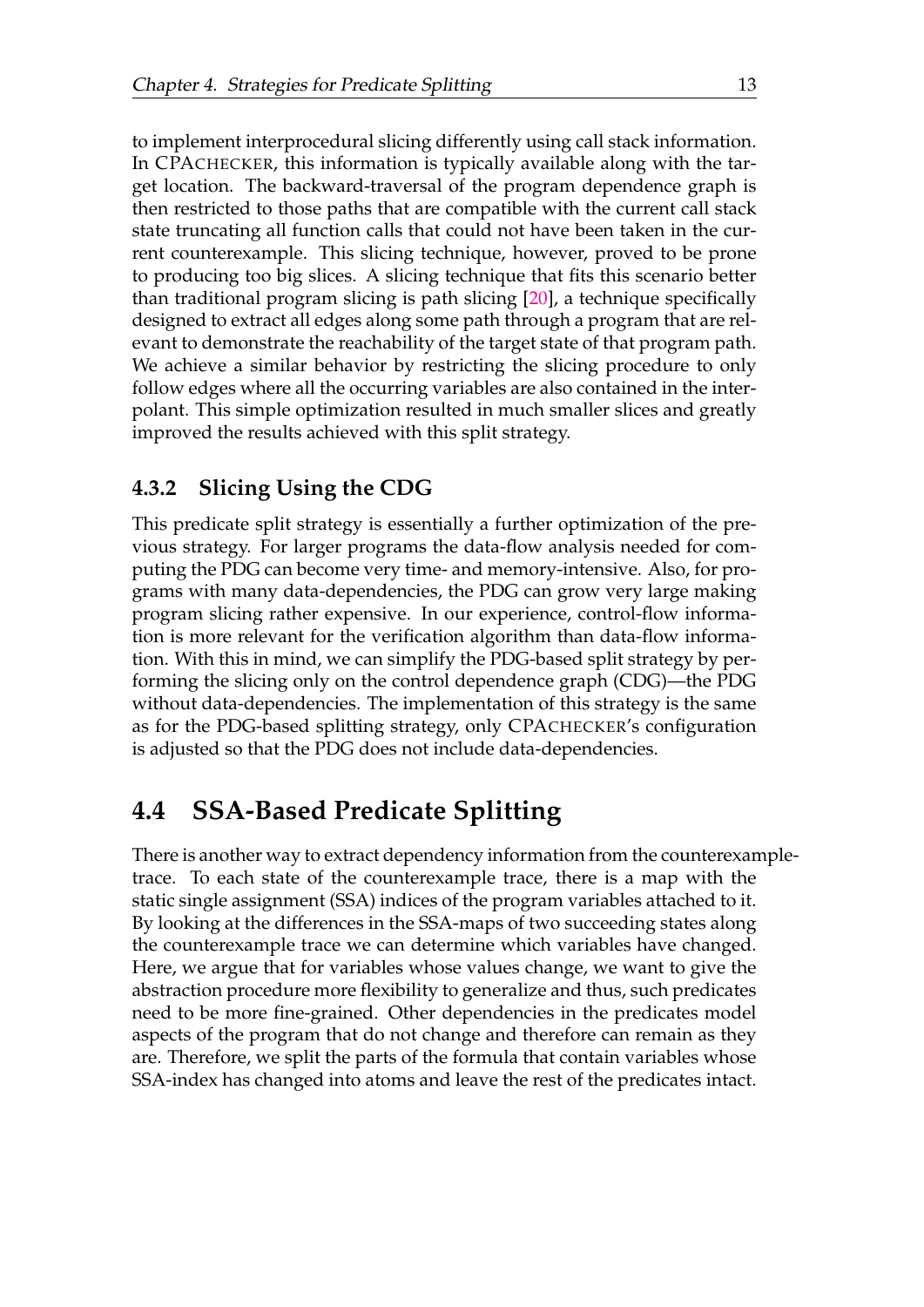to implement interprocedural slicing differently using call stack information. In CPACHECKER, this information is typically available along with the target location. The backward-traversal of the program dependence graph is then restricted to those paths that are compatible with the current call stack state truncating all function calls that could not have been taken in the current counterexample. This slicing technique, however, proved to be prone to producing too big slices. A slicing technique that fits this scenario better than traditional program slicing is path slicing [20], a technique specifically designed to extract all edges along some path through a program that are relevant to demonstrate the reachability of the target state of that program path. We achieve a similar behavior by restricting the slicing procedure to only follow edges where all the occurring variables are also contained in the interpolant. This simple optimization resulted in much smaller slices and greatly improved the results achieved with this split strategy.

### 4.3.2 Slicing Using the CDG

This predicate split strategy is essentially a further optimization of the previous strategy. For larger programs the data-flow analysis needed for computing the PDG can become very time- and memory-intensive. Also, for programs with many data-dependencies, the PDG can grow very large making program slicing rather expensive. In our experience, control-flow information is more relevant for the verification algorithm than data-flow information. With this in mind, we can simplify the PDG-based split strategy by performing the slicing only on the control dependence graph (CDG)—the PDG without data-dependencies. The implementation of this strategy is the same as for the PDG-based splitting strategy, only CPACHECKER's configuration is adjusted so that the PDG does not include data-dependencies.

## 4.4 SSA-Based Predicate Splitting

There is another way to extract dependency information from the counterexample-trace. To each state of the counterexample trace, there is a map with the static single assignment (SSA) indices of the program variables attached to it. By looking at the differences in the SSA-maps of two succeeding states along the counterexample trace we can determine which variables have changed. Here, we argue that for variables whose values change, we want to give the abstraction procedure more flexibility to generalize and thus, such predicates need to be more fine-grained. Other dependencies in the predicates model aspects of the program that do not change and therefore can remain as they are. Therefore, we split the parts of the formula that contain variables whose SSA-index has changed into atoms and leave the rest of the predicates intact.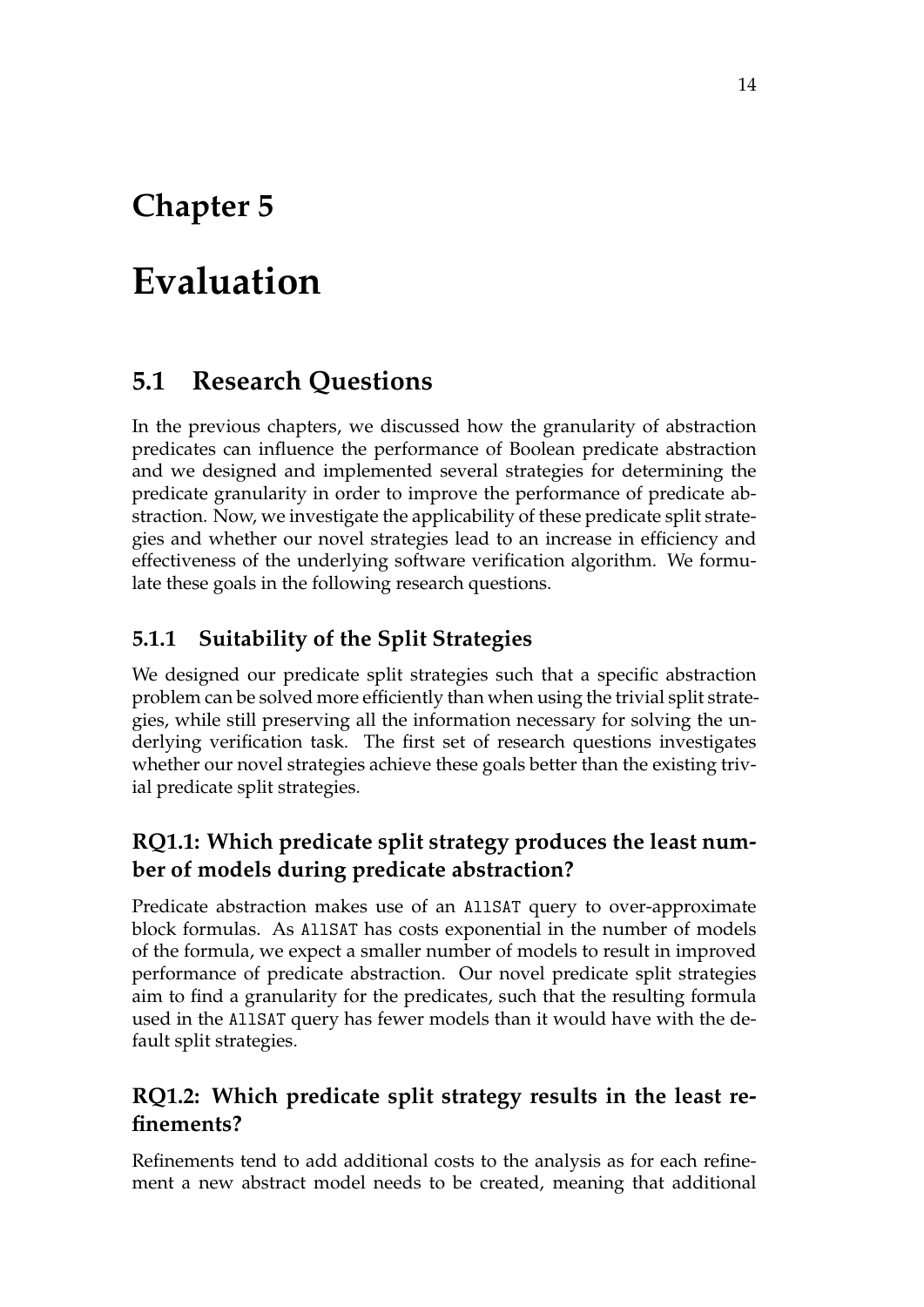# Chapter 5

# Evaluation

## 5.1 Research Questions

In the previous chapters, we discussed how the granularity of abstraction predicates can influence the performance of Boolean predicate abstraction and we designed and implemented several strategies for determining the predicate granularity in order to improve the performance of predicate abstraction. Now, we investigate the applicability of these predicate split strategies and whether our novel strategies lead to an increase in efficiency and effectiveness of the underlying software verification algorithm. We formulate these goals in the following research questions.

### 5.1.1 Suitability of the Split Strategies

We designed our predicate split strategies such that a specific abstraction problem can be solved more efficiently than when using the trivial split strategies, while still preserving all the information necessary for solving the underlying verification task. The first set of research questions investigates whether our novel strategies achieve these goals better than the existing trivial predicate split strategies.

#### RQ1.1: Which predicate split strategy produces the least number of models during predicate abstraction?

Predicate abstraction makes use of an `AllSAT` query to over-approximate block formulas. As `AllSAT` has costs exponential in the number of models of the formula, we expect a smaller number of models to result in improved performance of predicate abstraction. Our novel predicate split strategies aim to find a granularity for the predicates, such that the resulting formula used in the `AllSAT` query has fewer models than it would have with the default split strategies.

#### RQ1.2: Which predicate split strategy results in the least refinements?

Refinements tend to add additional costs to the analysis as for each refinement a new abstract model needs to be created, meaning that additional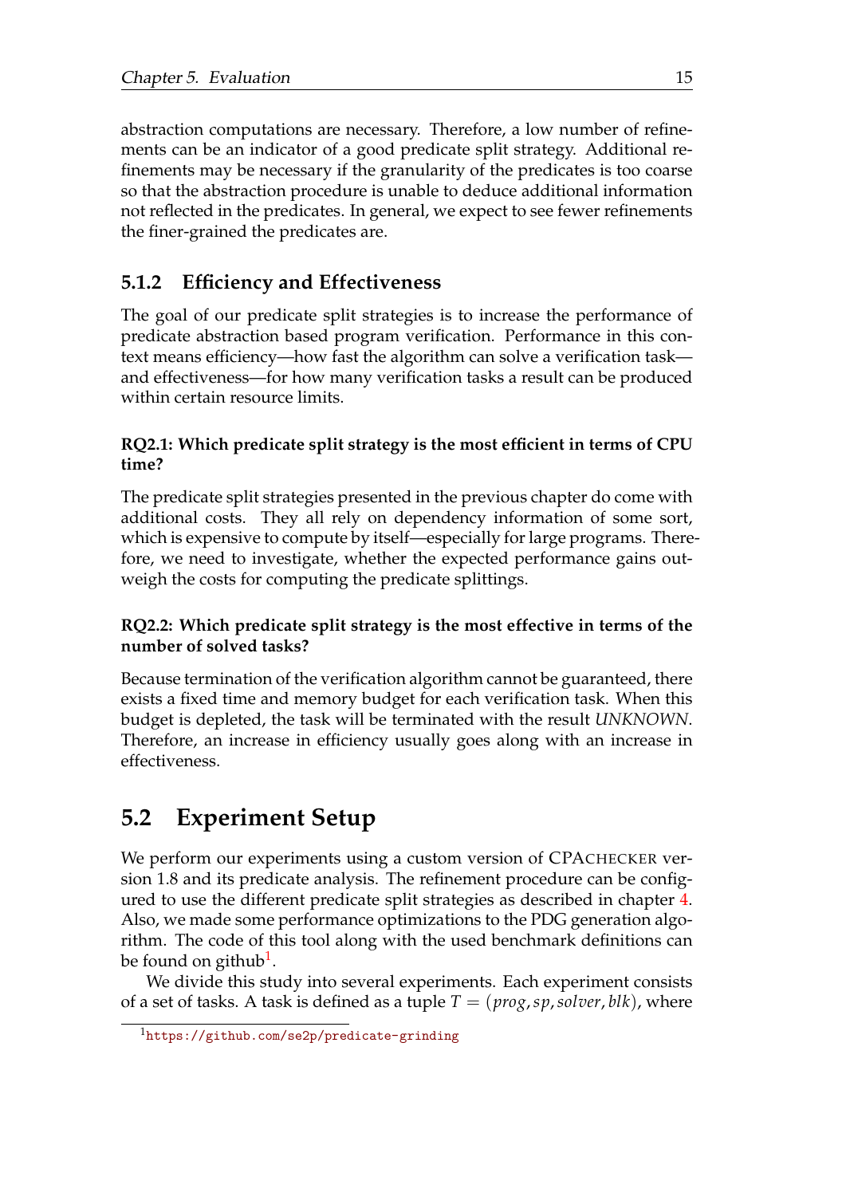abstraction computations are necessary. Therefore, a low number of refinements can be an indicator of a good predicate split strategy. Additional refinements may be necessary if the granularity of the predicates is too coarse so that the abstraction procedure is unable to deduce additional information not reflected in the predicates. In general, we expect to see fewer refinements the finer-grained the predicates are.

### 5.1.2 Efficiency and Effectiveness

The goal of our predicate split strategies is to increase the performance of predicate abstraction based program verification. Performance in this context means efficiency—how fast the algorithm can solve a verification task—and effectiveness—for how many verification tasks a result can be produced within certain resource limits.

**RQ2.1: Which predicate split strategy is the most efficient in terms of CPU time?**

The predicate split strategies presented in the previous chapter do come with additional costs. They all rely on dependency information of some sort, which is expensive to compute by itself—especially for large programs. Therefore, we need to investigate, whether the expected performance gains outweigh the costs for computing the predicate splittings.

**RQ2.2: Which predicate split strategy is the most effective in terms of the number of solved tasks?**

Because termination of the verification algorithm cannot be guaranteed, there exists a fixed time and memory budget for each verification task. When this budget is depleted, the task will be terminated with the result *UNKNOWN*. Therefore, an increase in efficiency usually goes along with an increase in effectiveness.

## 5.2 Experiment Setup

We perform our experiments using a custom version of CPACHECKER version 1.8 and its predicate analysis. The refinement procedure can be configured to use the different predicate split strategies as described in chapter 4. Also, we made some performance optimizations to the PDG generation algorithm. The code of this tool along with the used benchmark definitions can be found on github[1].

We divide this study into several experiments. Each experiment consists of a set of tasks. A task is defined as a tuple $T = (prog, sp, solver, blk)$, where

[1] https://github.com/se2p/predicate-grinding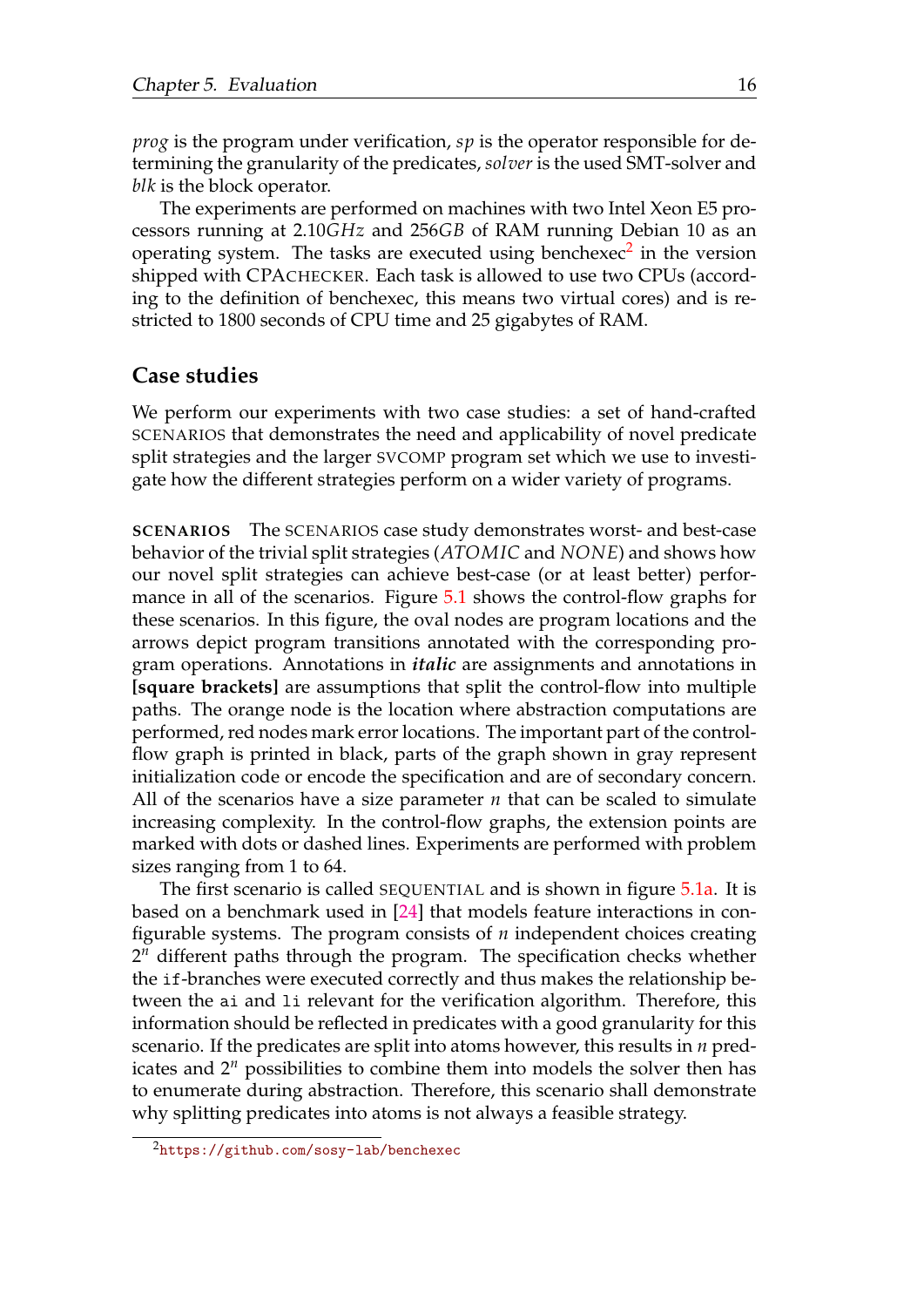*prog* is the program under verification, *sp* is the operator responsible for determining the granularity of the predicates, *solver* is the used SMT-solver and *blk* is the block operator.

The experiments are performed on machines with two Intel Xeon E5 processors running at 2.10*GHz* and 256*GB* of RAM running Debian 10 as an operating system. The tasks are executed using benchexec[2] in the version shipped with CPACHECKER. Each task is allowed to use two CPUs (according to the definition of benchexec, this means two virtual cores) and is restricted to 1800 seconds of CPU time and 25 gigabytes of RAM.

## Case studies

We perform our experiments with two case studies: a set of hand-crafted SCENARIOS that demonstrates the need and applicability of novel predicate split strategies and the larger SVCOMP program set which we use to investigate how the different strategies perform on a wider variety of programs.

**SCENARIOS** The SCENARIOS case study demonstrates worst- and best-case behavior of the trivial split strategies (*ATOMIC* and *NONE*) and shows how our novel split strategies can achieve best-case (or at least better) performance in all of the scenarios. Figure 5.1 shows the control-flow graphs for these scenarios. In this figure, the oval nodes are program locations and the arrows depict program transitions annotated with the corresponding program operations. Annotations in ***italic*** are assignments and annotations in **[square brackets]** are assumptions that split the control-flow into multiple paths. The orange node is the location where abstraction computations are performed, red nodes mark error locations. The important part of the control-flow graph is printed in black, parts of the graph shown in gray represent initialization code or encode the specification and are of secondary concern. All of the scenarios have a size parameter $n$ that can be scaled to simulate increasing complexity. In the control-flow graphs, the extension points are marked with dots or dashed lines. Experiments are performed with problem sizes ranging from 1 to 64.

The first scenario is called SEQUENTIAL and is shown in figure 5.1a. It is based on a benchmark used in [24] that models feature interactions in configurable systems. The program consists of $n$ independent choices creating $2^n$ different paths through the program. The specification checks whether the `if`-branches were executed correctly and thus makes the relationship between the `ai` and `li` relevant for the verification algorithm. Therefore, this information should be reflected in predicates with a good granularity for this scenario. If the predicates are split into atoms however, this results in $n$ predicates and $2^n$ possibilities to combine them into models the solver then has to enumerate during abstraction. Therefore, this scenario shall demonstrate why splitting predicates into atoms is not always a feasible strategy.

[2] https://github.com/sosy-lab/benchexec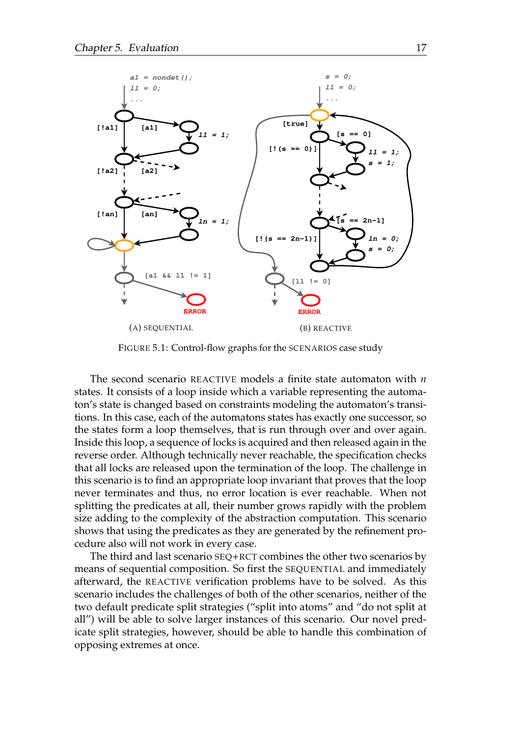FIGURE 5.1: Control-flow graphs for the SCENARIOS case study

The second scenario REACTIVE models a finite state automaton with $n$ states. It consists of a loop inside which a variable representing the automaton's state is changed based on constraints modeling the automaton's transitions. In this case, each of the automatons states has exactly one successor, so the states form a loop themselves, that is run through over and over again. Inside this loop, a sequence of locks is acquired and then released again in the reverse order. Although technically never reachable, the specification checks that all locks are released upon the termination of the loop. The challenge in this scenario is to find an appropriate loop invariant that proves that the loop never terminates and thus, no error location is ever reachable. When not splitting the predicates at all, their number grows rapidly with the problem size adding to the complexity of the abstraction computation. This scenario shows that using the predicates as they are generated by the refinement procedure also will not work in every case.

The third and last scenario SEQ+RCT combines the other two scenarios by means of sequential composition. So first the SEQUENTIAL and immediately afterward, the REACTIVE verification problems have to be solved. As this scenario includes the challenges of both of the other scenarios, neither of the two default predicate split strategies ("split into atoms" and "do not split at all") will be able to solve larger instances of this scenario. Our novel predicate split strategies, however, should be able to handle this combination of opposing extremes at once.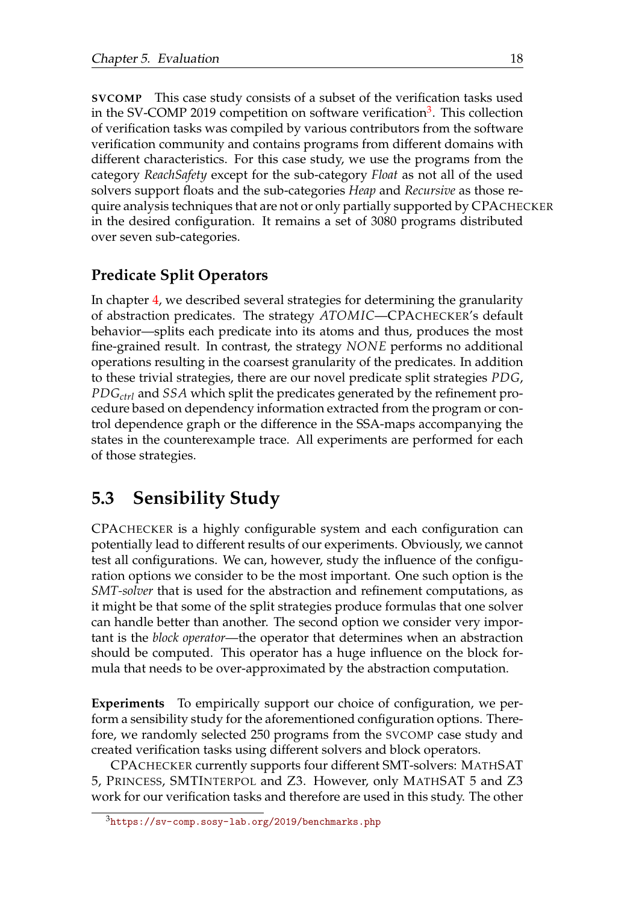**SVCOMP** This case study consists of a subset of the verification tasks used in the SV-COMP 2019 competition on software verification[3]. This collection of verification tasks was compiled by various contributors from the software verification community and contains programs from different domains with different characteristics. For this case study, we use the programs from the category *ReachSafety* except for the sub-category *Float* as not all of the used solvers support floats and the sub-categories *Heap* and *Recursive* as those require analysis techniques that are not or only partially supported by CPACHECKER in the desired configuration. It remains a set of 3080 programs distributed over seven sub-categories.

### Predicate Split Operators

In chapter 4, we described several strategies for determining the granularity of abstraction predicates. The strategy *ATOMIC*—CPACHECKER's default behavior—splits each predicate into its atoms and thus, produces the most fine-grained result. In contrast, the strategy *NONE* performs no additional operations resulting in the coarsest granularity of the predicates. In addition to these trivial strategies, there are our novel predicate split strategies *PDG*, $PDG_{ctrl}$ and *SSA* which split the predicates generated by the refinement procedure based on dependency information extracted from the program or control dependence graph or the difference in the SSA-maps accompanying the states in the counterexample trace. All experiments are performed for each of those strategies.

## 5.3 Sensibility Study

CPACHECKER is a highly configurable system and each configuration can potentially lead to different results of our experiments. Obviously, we cannot test all configurations. We can, however, study the influence of the configuration options we consider to be the most important. One such option is the *SMT-solver* that is used for the abstraction and refinement computations, as it might be that some of the split strategies produce formulas that one solver can handle better than another. The second option we consider very important is the *block operator*—the operator that determines when an abstraction should be computed. This operator has a huge influence on the block formula that needs to be over-approximated by the abstraction computation.

**Experiments** To empirically support our choice of configuration, we perform a sensibility study for the aforementioned configuration options. Therefore, we randomly selected 250 programs from the SVCOMP case study and created verification tasks using different solvers and block operators.

CPACHECKER currently supports four different SMT-solvers: MATHSAT 5, PRINCESS, SMTINTERPOL and Z3. However, only MATHSAT 5 and Z3 work for our verification tasks and therefore are used in this study. The other

[3] https://sv-comp.sosy-lab.org/2019/benchmarks.php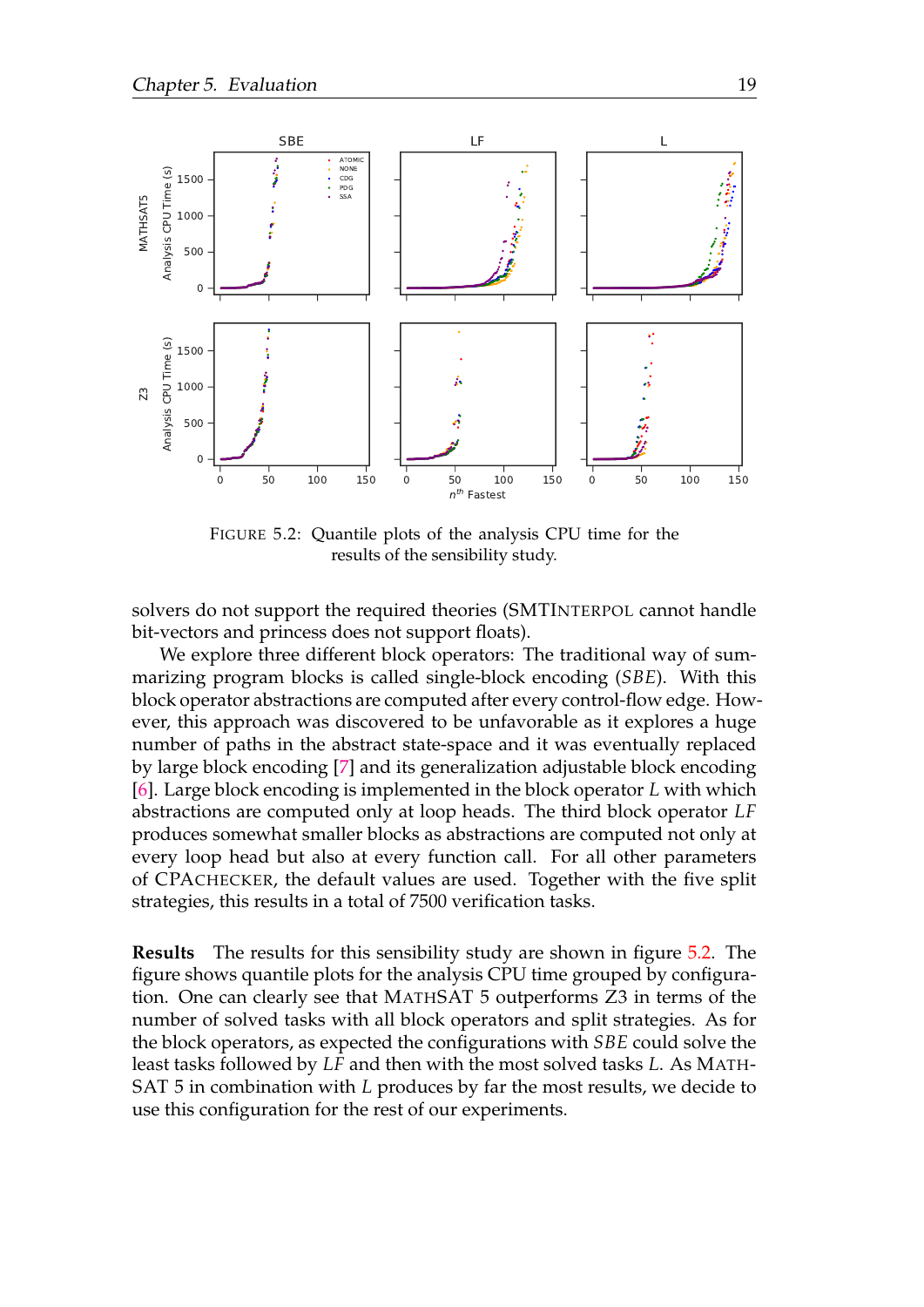FIGURE 5.2: Quantile plots of the analysis CPU time for the results of the sensibility study.

solvers do not support the required theories (SMTINTERPOL cannot handle bit-vectors and princess does not support floats).

We explore three different block operators: The traditional way of summarizing program blocks is called single-block encoding (*SBE*). With this block operator abstractions are computed after every control-flow edge. However, this approach was discovered to be unfavorable as it explores a huge number of paths in the abstract state-space and it was eventually replaced by large block encoding [7] and its generalization adjustable block encoding [6]. Large block encoding is implemented in the block operator *L* with which abstractions are computed only at loop heads. The third block operator *LF* produces somewhat smaller blocks as abstractions are computed not only at every loop head but also at every function call. For all other parameters of CPACHECKER, the default values are used. Together with the five split strategies, this results in a total of 7500 verification tasks.

**Results** The results for this sensibility study are shown in figure 5.2. The figure shows quantile plots for the analysis CPU time grouped by configuration. One can clearly see that MATHSAT 5 outperforms Z3 in terms of the number of solved tasks with all block operators and split strategies. As for the block operators, as expected the configurations with *SBE* could solve the least tasks followed by *LF* and then with the most solved tasks *L*. As MATHSAT 5 in combination with *L* produces by far the most results, we decide to use this configuration for the rest of our experiments.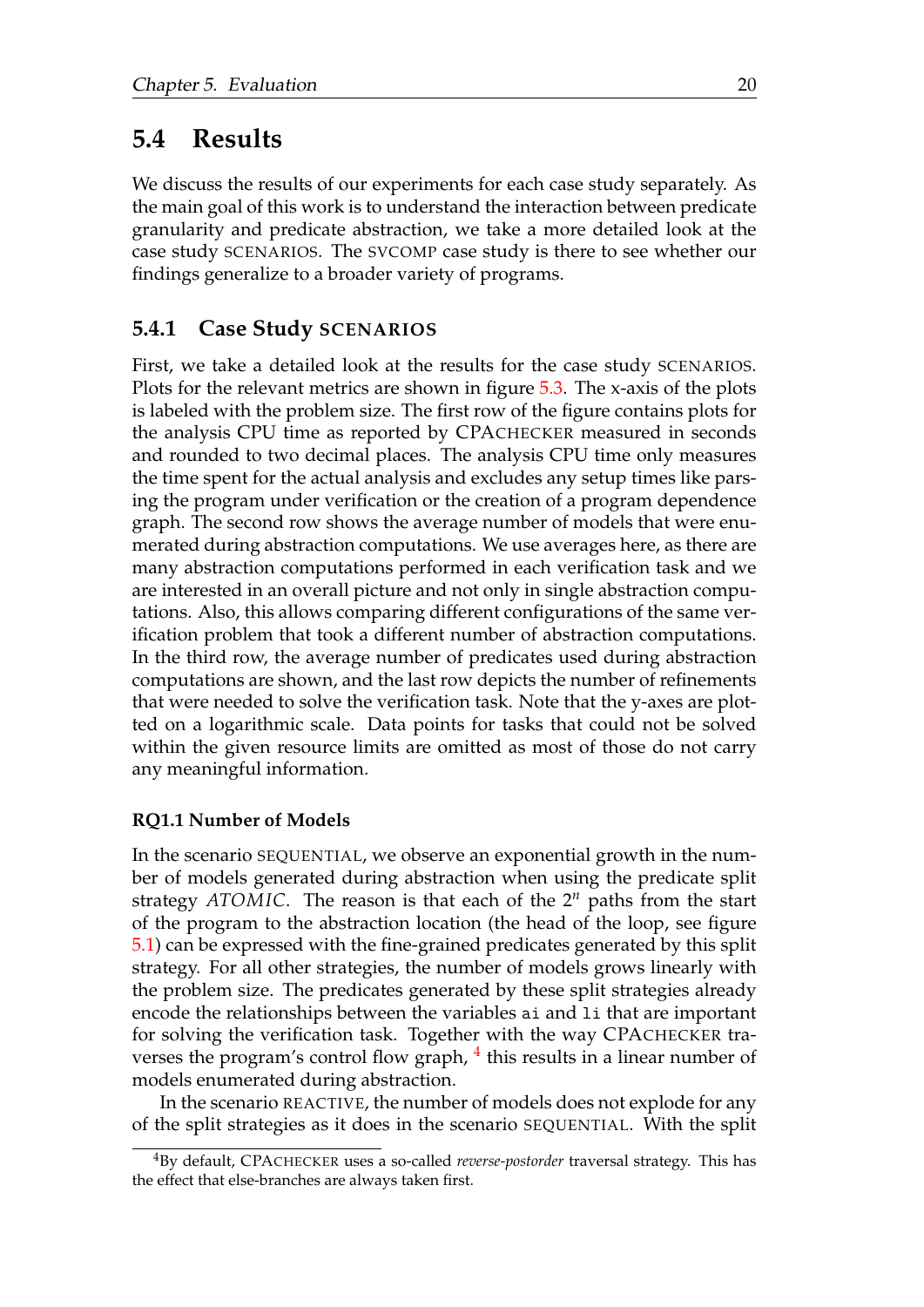## 5.4 Results

We discuss the results of our experiments for each case study separately. As the main goal of this work is to understand the interaction between predicate granularity and predicate abstraction, we take a more detailed look at the case study SCENARIOS. The SVCOMP case study is there to see whether our findings generalize to a broader variety of programs.

### 5.4.1 Case Study SCENARIOS

First, we take a detailed look at the results for the case study SCENARIOS. Plots for the relevant metrics are shown in figure 5.3. The x-axis of the plots is labeled with the problem size. The first row of the figure contains plots for the analysis CPU time as reported by CPACHECKER measured in seconds and rounded to two decimal places. The analysis CPU time only measures the time spent for the actual analysis and excludes any setup times like parsing the program under verification or the creation of a program dependence graph. The second row shows the average number of models that were enumerated during abstraction computations. We use averages here, as there are many abstraction computations performed in each verification task and we are interested in an overall picture and not only in single abstraction computations. Also, this allows comparing different configurations of the same verification problem that took a different number of abstraction computations. In the third row, the average number of predicates used during abstraction computations are shown, and the last row depicts the number of refinements that were needed to solve the verification task. Note that the y-axes are plotted on a logarithmic scale. Data points for tasks that could not be solved within the given resource limits are omitted as most of those do not carry any meaningful information.

#### RQ1.1 Number of Models

In the scenario SEQUENTIAL, we observe an exponential growth in the number of models generated during abstraction when using the predicate split strategy *ATOMIC*. The reason is that each of the $2^n$ paths from the start of the program to the abstraction location (the head of the loop, see figure 5.1) can be expressed with the fine-grained predicates generated by this split strategy. For all other strategies, the number of models grows linearly with the problem size. The predicates generated by these split strategies already encode the relationships between the variables `ai` and `li` that are important for solving the verification task. Together with the way CPACHECKER traverses the program's control flow graph, [4] this results in a linear number of models enumerated during abstraction.

In the scenario REACTIVE, the number of models does not explode for any of the split strategies as it does in the scenario SEQUENTIAL. With the split

[4] By default, CPACHECKER uses a so-called *reverse-postorder* traversal strategy. This has the effect that else-branches are always taken first.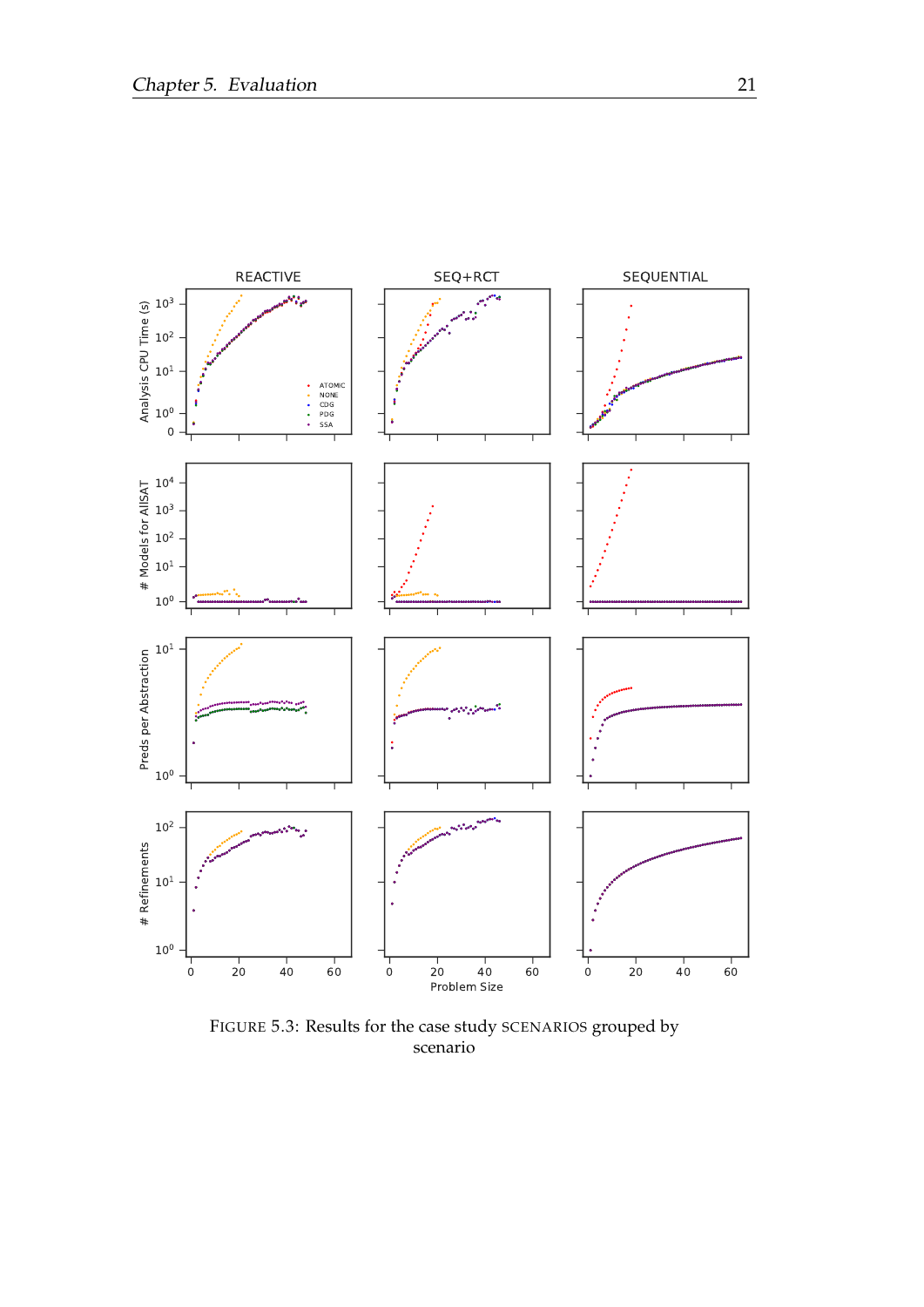FIGURE 5.3: Results for the case study SCENARIOS grouped by scenario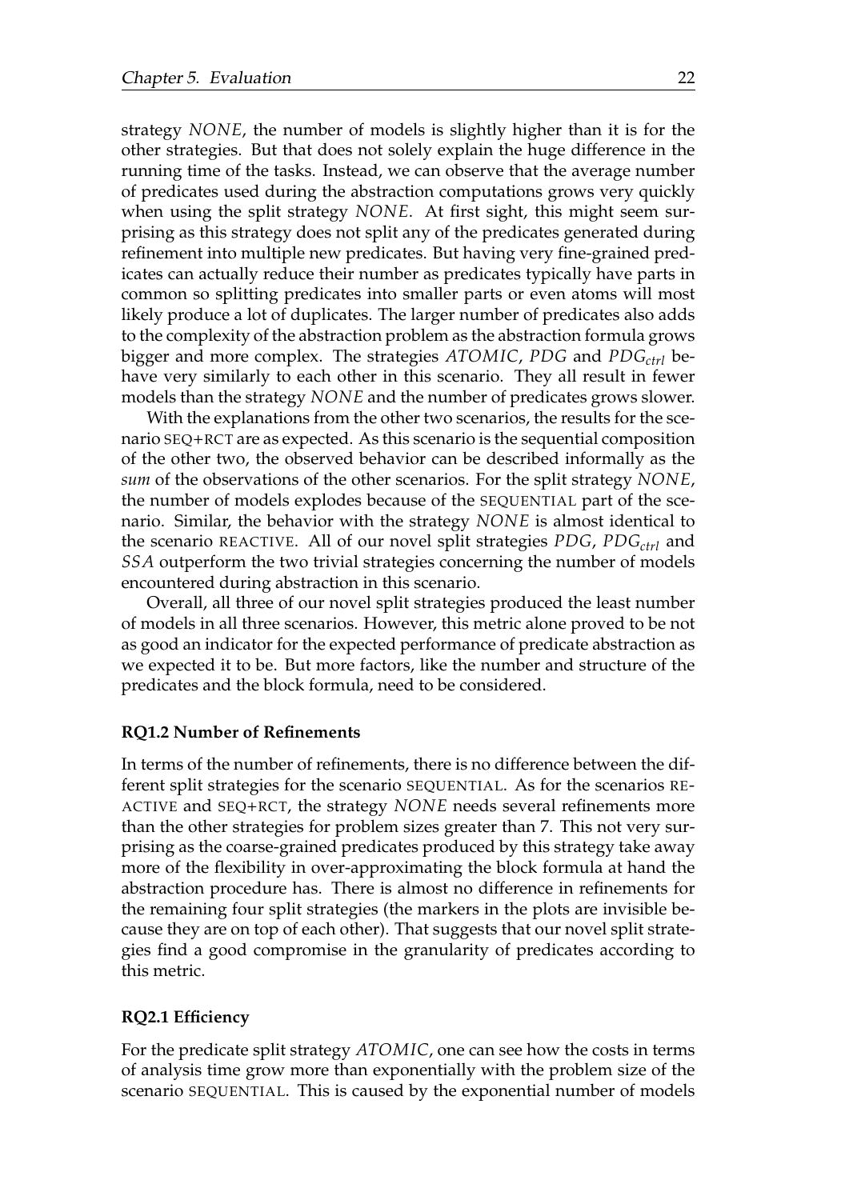strategy *NONE*, the number of models is slightly higher than it is for the other strategies. But that does not solely explain the huge difference in the running time of the tasks. Instead, we can observe that the average number of predicates used during the abstraction computations grows very quickly when using the split strategy *NONE*. At first sight, this might seem surprising as this strategy does not split any of the predicates generated during refinement into multiple new predicates. But having very fine-grained predicates can actually reduce their number as predicates typically have parts in common so splitting predicates into smaller parts or even atoms will most likely produce a lot of duplicates. The larger number of predicates also adds to the complexity of the abstraction problem as the abstraction formula grows bigger and more complex. The strategies *ATOMIC*, *PDG* and $PDG_{ctrl}$ behave very similarly to each other in this scenario. They all result in fewer models than the strategy *NONE* and the number of predicates grows slower.

With the explanations from the other two scenarios, the results for the scenario SEQ+RCT are as expected. As this scenario is the sequential composition of the other two, the observed behavior can be described informally as the *sum* of the observations of the other scenarios. For the split strategy *NONE*, the number of models explodes because of the SEQUENTIAL part of the scenario. Similar, the behavior with the strategy *NONE* is almost identical to the scenario REACTIVE. All of our novel split strategies *PDG*, $PDG_{ctrl}$ and *SSA* outperform the two trivial strategies concerning the number of models encountered during abstraction in this scenario.

Overall, all three of our novel split strategies produced the least number of models in all three scenarios. However, this metric alone proved to be not as good an indicator for the expected performance of predicate abstraction as we expected it to be. But more factors, like the number and structure of the predicates and the block formula, need to be considered.

#### RQ1.2 Number of Refinements

In terms of the number of refinements, there is no difference between the different split strategies for the scenario SEQUENTIAL. As for the scenarios REACTIVE and SEQ+RCT, the strategy *NONE* needs several refinements more than the other strategies for problem sizes greater than 7. This not very surprising as the coarse-grained predicates produced by this strategy take away more of the flexibility in over-approximating the block formula at hand the abstraction procedure has. There is almost no difference in refinements for the remaining four split strategies (the markers in the plots are invisible because they are on top of each other). That suggests that our novel split strategies find a good compromise in the granularity of predicates according to this metric.

#### RQ2.1 Efficiency

For the predicate split strategy *ATOMIC*, one can see how the costs in terms of analysis time grow more than exponentially with the problem size of the scenario SEQUENTIAL. This is caused by the exponential number of models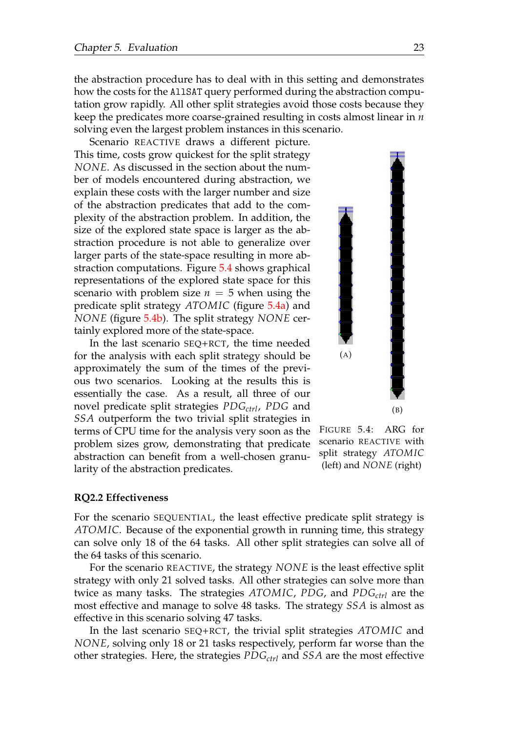the abstraction procedure has to deal with in this setting and demonstrates how the costs for the `AllSAT` query performed during the abstraction computation grow rapidly. All other split strategies avoid those costs because they keep the predicates more coarse-grained resulting in costs almost linear in $n$ solving even the largest problem instances in this scenario.

Scenario REACTIVE draws a different picture. This time, costs grow quickest for the split strategy *NONE*. As discussed in the section about the number of models encountered during abstraction, we explain these costs with the larger number and size of the abstraction predicates that add to the complexity of the abstraction problem. In addition, the size of the explored state space is larger as the abstraction procedure is not able to generalize over larger parts of the state-space resulting in more abstraction computations. Figure 5.4 shows graphical representations of the explored state space for this scenario with problem size $n = 5$ when using the predicate split strategy *ATOMIC* (figure 5.4a) and *NONE* (figure 5.4b). The split strategy *NONE* certainly explored more of the state-space.

(A)

(B)

FIGURE 5.4: ARG for scenario REACTIVE with split strategy *ATOMIC* (left) and *NONE* (right)

In the last scenario SEQ+RCT, the time needed for the analysis with each split strategy should be approximately the sum of the times of the previous two scenarios. Looking at the results this is essentially the case. As a result, all three of our novel predicate split strategies $PDG_{ctrl}$, *PDG* and *SSA* outperform the two trivial split strategies in terms of CPU time for the analysis very soon as the problem sizes grow, demonstrating that predicate abstraction can benefit from a well-chosen granularity of the abstraction predicates.

**RQ2.2 Effectiveness**

For the scenario SEQUENTIAL, the least effective predicate split strategy is *ATOMIC*. Because of the exponential growth in running time, this strategy can solve only 18 of the 64 tasks. All other split strategies can solve all of the 64 tasks of this scenario.

For the scenario REACTIVE, the strategy *NONE* is the least effective split strategy with only 21 solved tasks. All other strategies can solve more than twice as many tasks. The strategies *ATOMIC*, *PDG*, and $PDG_{ctrl}$ are the most effective and manage to solve 48 tasks. The strategy *SSA* is almost as effective in this scenario solving 47 tasks.

In the last scenario SEQ+RCT, the trivial split strategies *ATOMIC* and *NONE*, solving only 18 or 21 tasks respectively, perform far worse than the other strategies. Here, the strategies $PDG_{ctrl}$ and *SSA* are the most effective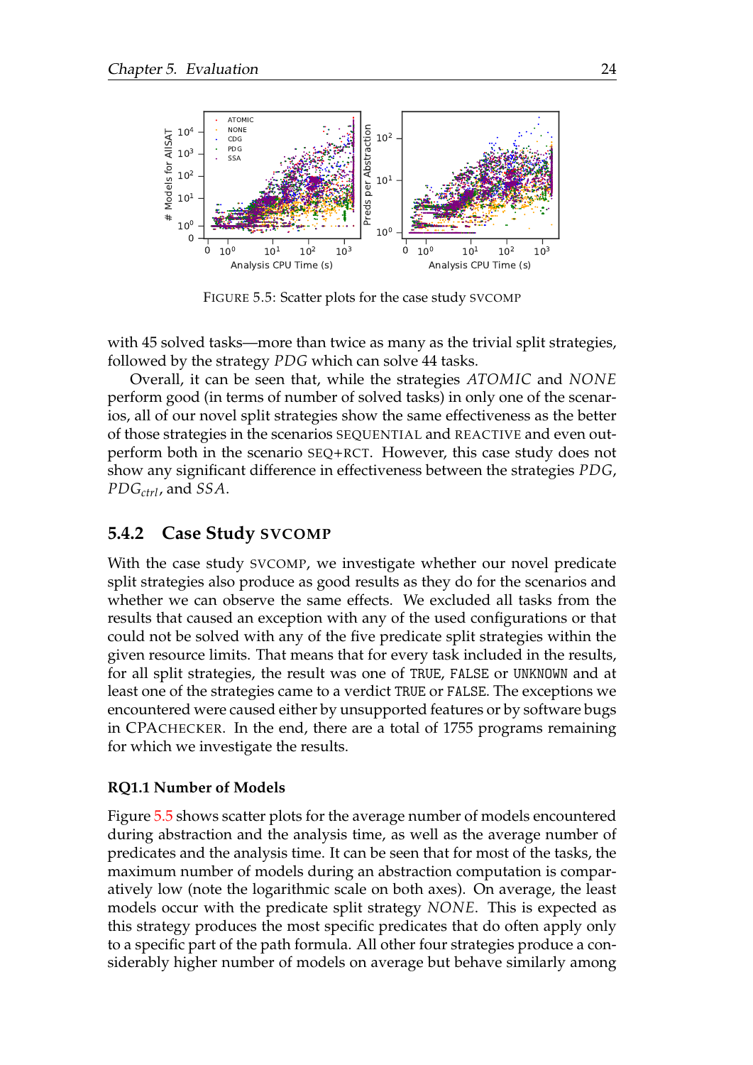FIGURE 5.5: Scatter plots for the case study SVCOMP

with 45 solved tasks—more than twice as many as the trivial split strategies, followed by the strategy *PDG* which can solve 44 tasks.

Overall, it can be seen that, while the strategies *ATOMIC* and *NONE* perform good (in terms of number of solved tasks) in only one of the scenarios, all of our novel split strategies show the same effectiveness as the better of those strategies in the scenarios SEQUENTIAL and REACTIVE and even outperform both in the scenario SEQ+RCT. However, this case study does not show any significant difference in effectiveness between the strategies *PDG*, $PDG_{ctrl}$, and *SSA*.

### 5.4.2 Case Study SVCOMP

With the case study SVCOMP, we investigate whether our novel predicate split strategies also produce as good results as they do for the scenarios and whether we can observe the same effects. We excluded all tasks from the results that caused an exception with any of the used configurations or that could not be solved with any of the five predicate split strategies within the given resource limits. That means that for every task included in the results, for all split strategies, the result was one of `TRUE`, `FALSE` or `UNKNOWN` and at least one of the strategies came to a verdict `TRUE` or `FALSE`. The exceptions we encountered were caused either by unsupported features or by software bugs in CPACHECKER. In the end, there are a total of 1755 programs remaining for which we investigate the results.

#### RQ1.1 Number of Models

Figure 5.5 shows scatter plots for the average number of models encountered during abstraction and the analysis time, as well as the average number of predicates and the analysis time. It can be seen that for most of the tasks, the maximum number of models during an abstraction computation is comparatively low (note the logarithmic scale on both axes). On average, the least models occur with the predicate split strategy *NONE*. This is expected as this strategy produces the most specific predicates that do often apply only to a specific part of the path formula. All other four strategies produce a considerably higher number of models on average but behave similarly among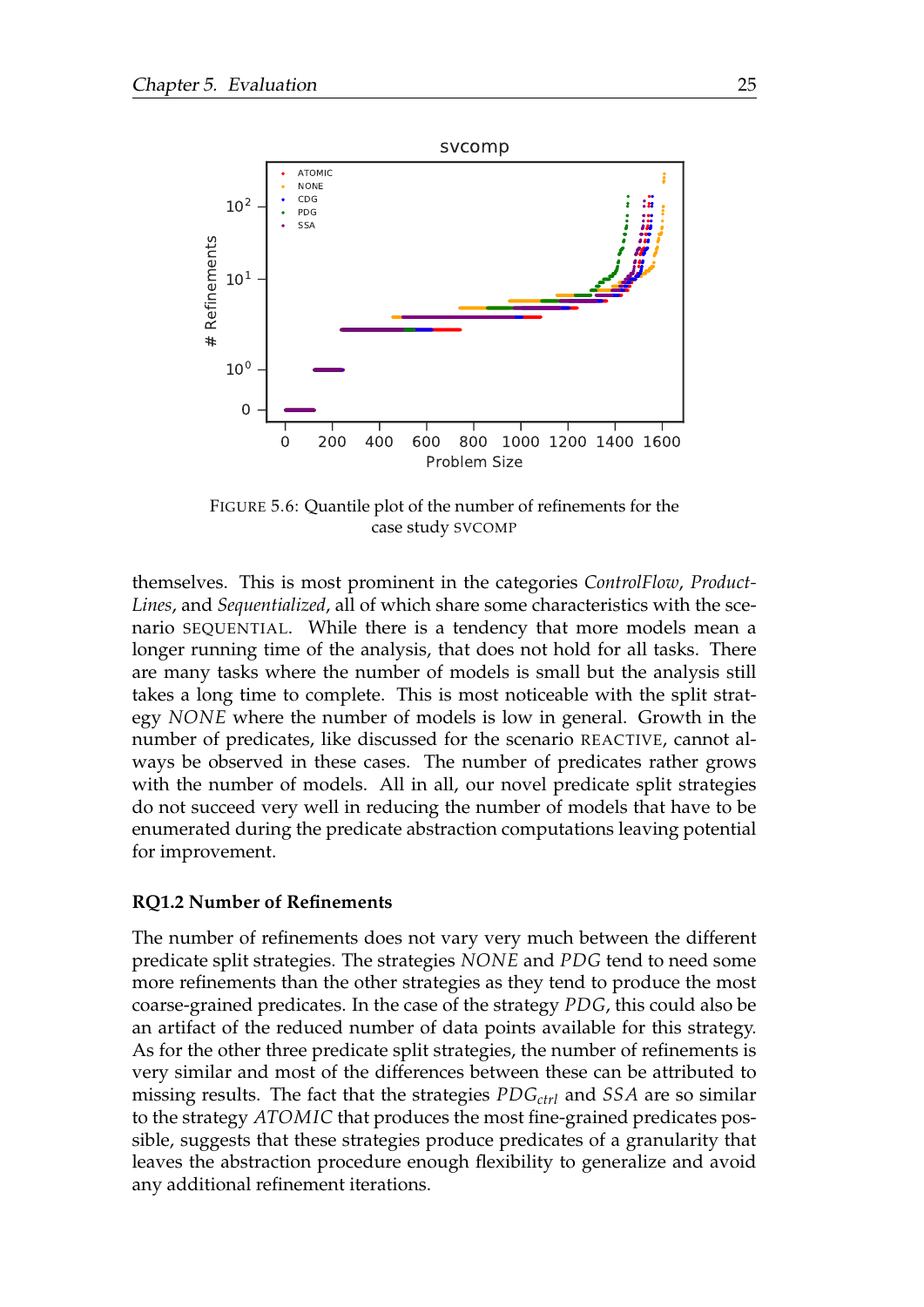FIGURE 5.6: Quantile plot of the number of refinements for the case study SVCOMP

themselves. This is most prominent in the categories *ControlFlow*, *ProductLines*, and *Sequentialized*, all of which share some characteristics with the scenario SEQUENTIAL. While there is a tendency that more models mean a longer running time of the analysis, that does not hold for all tasks. There are many tasks where the number of models is small but the analysis still takes a long time to complete. This is most noticeable with the split strategy *NONE* where the number of models is low in general. Growth in the number of predicates, like discussed for the scenario REACTIVE, cannot always be observed in these cases. The number of predicates rather grows with the number of models. All in all, our novel predicate split strategies do not succeed very well in reducing the number of models that have to be enumerated during the predicate abstraction computations leaving potential for improvement.

#### RQ1.2 Number of Refinements

The number of refinements does not vary very much between the different predicate split strategies. The strategies *NONE* and *PDG* tend to need some more refinements than the other strategies as they tend to produce the most coarse-grained predicates. In the case of the strategy *PDG*, this could also be an artifact of the reduced number of data points available for this strategy. As for the other three predicate split strategies, the number of refinements is very similar and most of the differences between these can be attributed to missing results. The fact that the strategies $PDG_{ctrl}$ and *SSA* are so similar to the strategy *ATOMIC* that produces the most fine-grained predicates possible, suggests that these strategies produce predicates of a granularity that leaves the abstraction procedure enough flexibility to generalize and avoid any additional refinement iterations.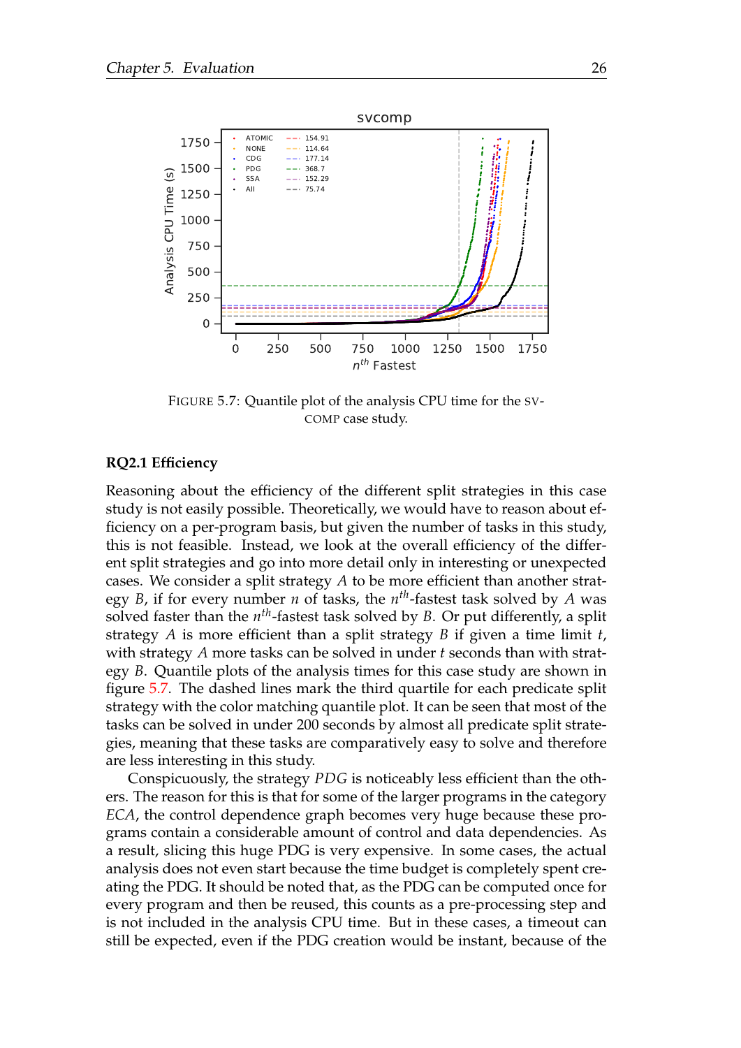FIGURE 5.7: Quantile plot of the analysis CPU time for the SV-COMP case study.

### RQ2.1 Efficiency

Reasoning about the efficiency of the different split strategies in this case study is not easily possible. Theoretically, we would have to reason about efficiency on a per-program basis, but given the number of tasks in this study, this is not feasible. Instead, we look at the overall efficiency of the different split strategies and go into more detail only in interesting or unexpected cases. We consider a split strategy $A$ to be more efficient than another strategy $B$, if for every number $n$ of tasks, the $n^{th}$-fastest task solved by $A$ was solved faster than the $n^{th}$-fastest task solved by $B$. Or put differently, a split strategy $A$ is more efficient than a split strategy $B$ if given a time limit $t$, with strategy $A$ more tasks can be solved in under $t$ seconds than with strategy $B$. Quantile plots of the analysis times for this case study are shown in figure 5.7. The dashed lines mark the third quartile for each predicate split strategy with the color matching quantile plot. It can be seen that most of the tasks can be solved in under 200 seconds by almost all predicate split strategies, meaning that these tasks are comparatively easy to solve and therefore are less interesting in this study.

Conspicuously, the strategy *PDG* is noticeably less efficient than the others. The reason for this is that for some of the larger programs in the category *ECA*, the control dependence graph becomes very huge because these programs contain a considerable amount of control and data dependencies. As a result, slicing this huge PDG is very expensive. In some cases, the actual analysis does not even start because the time budget is completely spent creating the PDG. It should be noted that, as the PDG can be computed once for every program and then be reused, this counts as a pre-processing step and is not included in the analysis CPU time. But in these cases, a timeout can still be expected, even if the PDG creation would be instant, because of the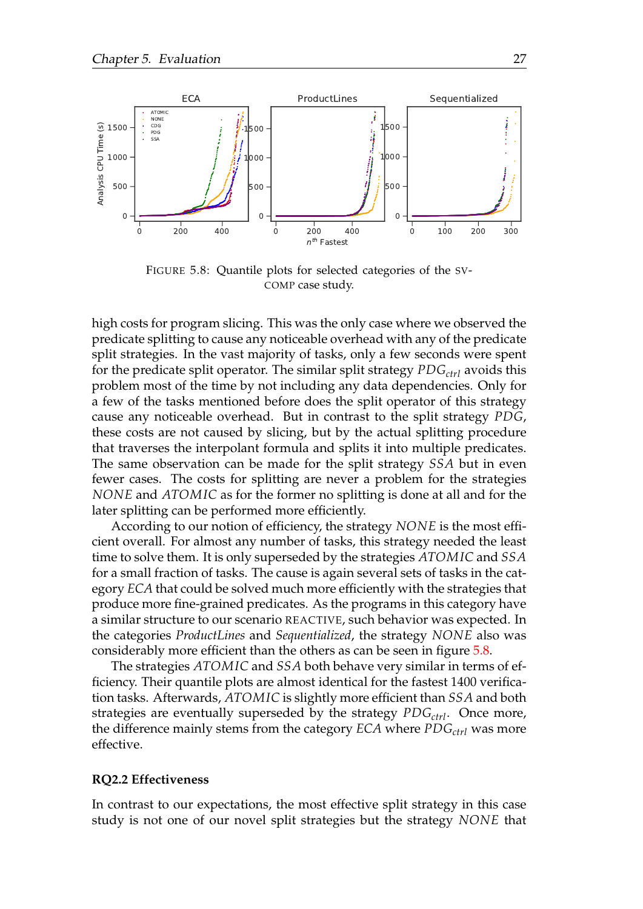FIGURE 5.8: Quantile plots for selected categories of the SV-COMP case study.

high costs for program slicing. This was the only case where we observed the predicate splitting to cause any noticeable overhead with any of the predicate split strategies. In the vast majority of tasks, only a few seconds were spent for the predicate split operator. The similar split strategy $PDG_{ctrl}$ avoids this problem most of the time by not including any data dependencies. Only for a few of the tasks mentioned before does the split operator of this strategy cause any noticeable overhead. But in contrast to the split strategy *PDG*, these costs are not caused by slicing, but by the actual splitting procedure that traverses the interpolant formula and splits it into multiple predicates. The same observation can be made for the split strategy *SSA* but in even fewer cases. The costs for splitting are never a problem for the strategies *NONE* and *ATOMIC* as for the former no splitting is done at all and for the later splitting can be performed more efficiently.

According to our notion of efficiency, the strategy *NONE* is the most efficient overall. For almost any number of tasks, this strategy needed the least time to solve them. It is only superseded by the strategies *ATOMIC* and *SSA* for a small fraction of tasks. The cause is again several sets of tasks in the category *ECA* that could be solved much more efficiently with the strategies that produce more fine-grained predicates. As the programs in this category have a similar structure to our scenario REACTIVE, such behavior was expected. In the categories *ProductLines* and *Sequentialized*, the strategy *NONE* also was considerably more efficient than the others as can be seen in figure 5.8.

The strategies *ATOMIC* and *SSA* both behave very similar in terms of efficiency. Their quantile plots are almost identical for the fastest 1400 verification tasks. Afterwards, *ATOMIC* is slightly more efficient than *SSA* and both strategies are eventually superseded by the strategy $PDG_{ctrl}$. Once more, the difference mainly stems from the category *ECA* where $PDG_{ctrl}$ was more effective.

#### RQ2.2 Effectiveness

In contrast to our expectations, the most effective split strategy in this case study is not one of our novel split strategies but the strategy *NONE* that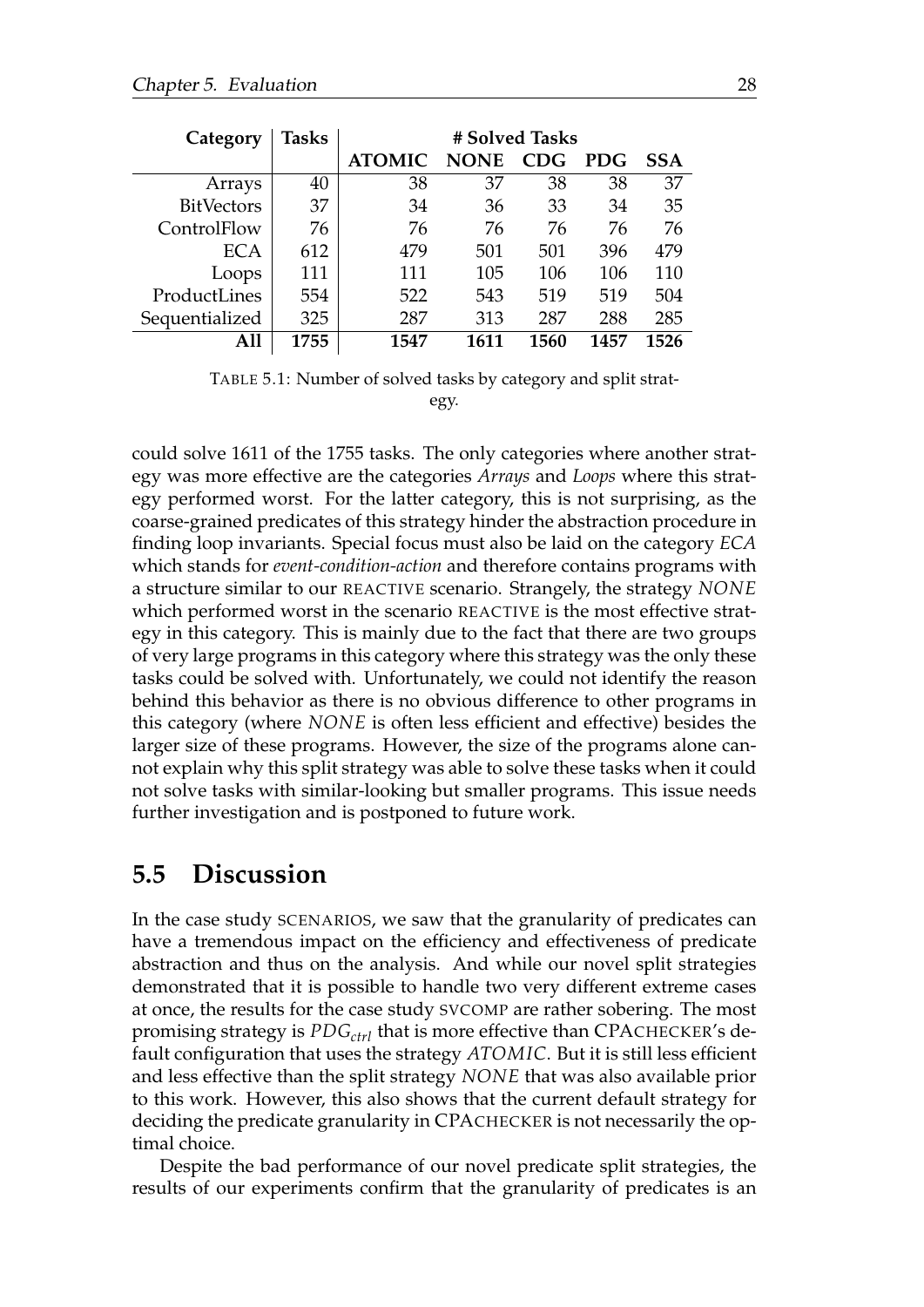| Category | Tasks | # Solved Tasks | | | | |
|---|---|---|---|---|---|---|
| | | **ATOMIC** | **NONE** | **CDG** | **PDG** | **SSA** |
| Arrays | 40 | 38 | 37 | 38 | 38 | 37 |
| BitVectors | 37 | 34 | 36 | 33 | 34 | 35 |
| ControlFlow | 76 | 76 | 76 | 76 | 76 | 76 |
| ECA | 612 | 479 | 501 | 501 | 396 | 479 |
| Loops | 111 | 111 | 105 | 106 | 106 | 110 |
| ProductLines | 554 | 522 | 543 | 519 | 519 | 504 |
| Sequentialized | 325 | 287 | 313 | 287 | 288 | 285 |
| **All** | **1755** | **1547** | **1611** | **1560** | **1457** | **1526** |

TABLE 5.1: Number of solved tasks by category and split strategy.

could solve 1611 of the 1755 tasks. The only categories where another strategy was more effective are the categories *Arrays* and *Loops* where this strategy performed worst. For the latter category, this is not surprising, as the coarse-grained predicates of this strategy hinder the abstraction procedure in finding loop invariants. Special focus must also be laid on the category *ECA* which stands for *event-condition-action* and therefore contains programs with a structure similar to our REACTIVE scenario. Strangely, the strategy *NONE* which performed worst in the scenario REACTIVE is the most effective strategy in this category. This is mainly due to the fact that there are two groups of very large programs in this category where this strategy was the only these tasks could be solved with. Unfortunately, we could not identify the reason behind this behavior as there is no obvious difference to other programs in this category (where *NONE* is often less efficient and effective) besides the larger size of these programs. However, the size of the programs alone cannot explain why this split strategy was able to solve these tasks when it could not solve tasks with similar-looking but smaller programs. This issue needs further investigation and is postponed to future work.

## 5.5 Discussion

In the case study SCENARIOS, we saw that the granularity of predicates can have a tremendous impact on the efficiency and effectiveness of predicate abstraction and thus on the analysis. And while our novel split strategies demonstrated that it is possible to handle two very different extreme cases at once, the results for the case study SVCOMP are rather sobering. The most promising strategy is $PDG_{ctrl}$ that is more effective than CPACHECKER's default configuration that uses the strategy *ATOMIC*. But it is still less efficient and less effective than the split strategy *NONE* that was also available prior to this work. However, this also shows that the current default strategy for deciding the predicate granularity in CPACHECKER is not necessarily the optimal choice.

Despite the bad performance of our novel predicate split strategies, the results of our experiments confirm that the granularity of predicates is an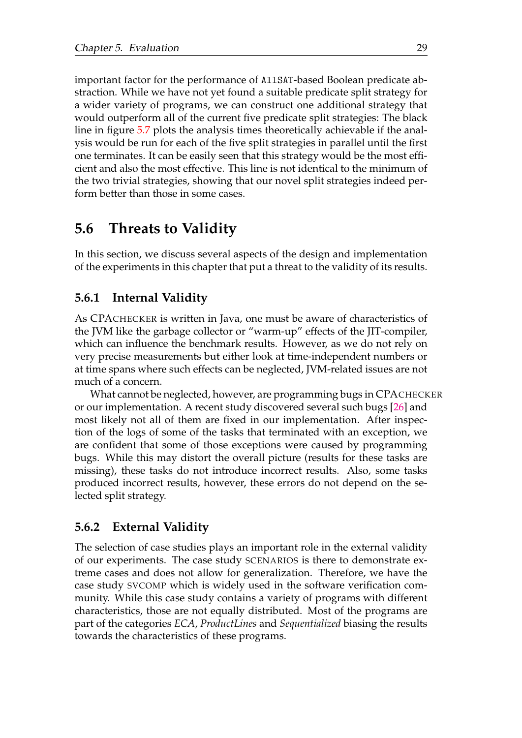important factor for the performance of AllSAT-based Boolean predicate abstraction. While we have not yet found a suitable predicate split strategy for a wider variety of programs, we can construct one additional strategy that would outperform all of the current five predicate split strategies: The black line in figure 5.7 plots the analysis times theoretically achievable if the analysis would be run for each of the five split strategies in parallel until the first one terminates. It can be easily seen that this strategy would be the most efficient and also the most effective. This line is not identical to the minimum of the two trivial strategies, showing that our novel split strategies indeed perform better than those in some cases.

## 5.6 Threats to Validity

In this section, we discuss several aspects of the design and implementation of the experiments in this chapter that put a threat to the validity of its results.

### 5.6.1 Internal Validity

As CPACHECKER is written in Java, one must be aware of characteristics of the JVM like the garbage collector or "warm-up" effects of the JIT-compiler, which can influence the benchmark results. However, as we do not rely on very precise measurements but either look at time-independent numbers or at time spans where such effects can be neglected, JVM-related issues are not much of a concern.

What cannot be neglected, however, are programming bugs in CPACHECKER or our implementation. A recent study discovered several such bugs [26] and most likely not all of them are fixed in our implementation. After inspection of the logs of some of the tasks that terminated with an exception, we are confident that some of those exceptions were caused by programming bugs. While this may distort the overall picture (results for these tasks are missing), these tasks do not introduce incorrect results. Also, some tasks produced incorrect results, however, these errors do not depend on the selected split strategy.

### 5.6.2 External Validity

The selection of case studies plays an important role in the external validity of our experiments. The case study SCENARIOS is there to demonstrate extreme cases and does not allow for generalization. Therefore, we have the case study SVCOMP which is widely used in the software verification community. While this case study contains a variety of programs with different characteristics, those are not equally distributed. Most of the programs are part of the categories *ECA*, *ProductLines* and *Sequentialized* biasing the results towards the characteristics of these programs.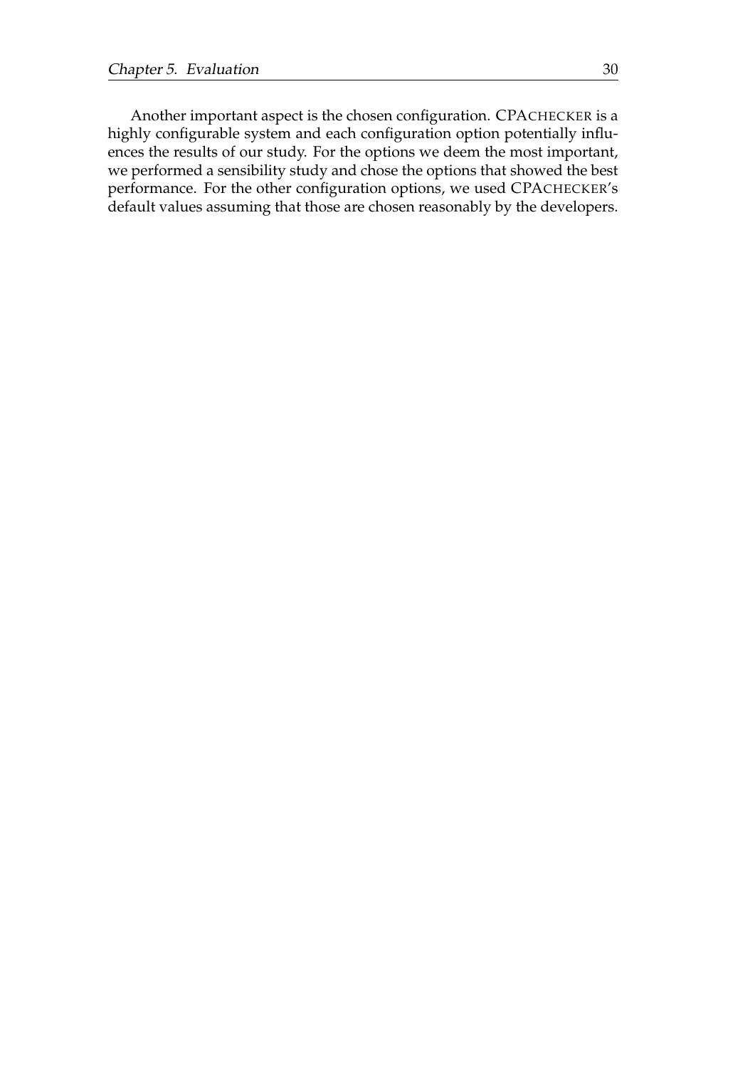Another important aspect is the chosen configuration. CPACHECKER is a highly configurable system and each configuration option potentially influences the results of our study. For the options we deem the most important, we performed a sensibility study and chose the options that showed the best performance. For the other configuration options, we used CPACHECKER's default values assuming that those are chosen reasonably by the developers.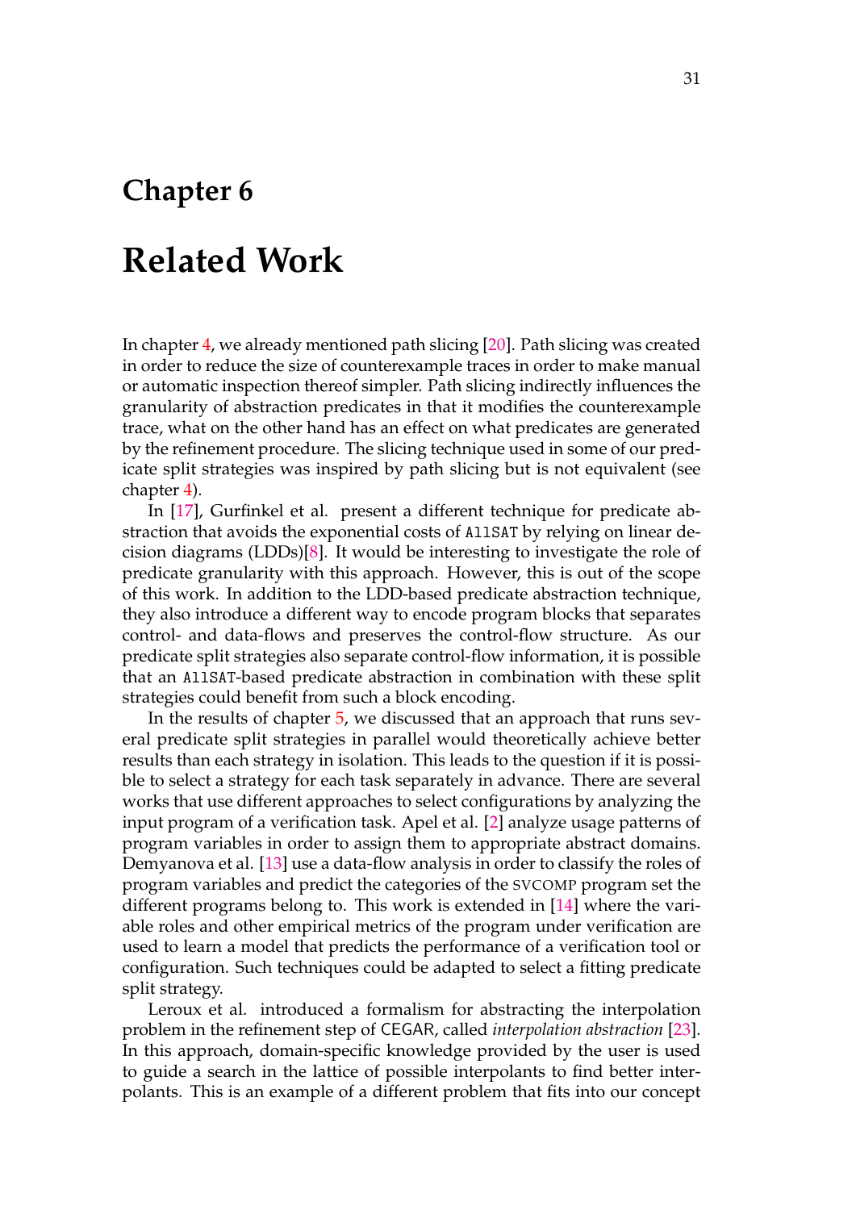# Chapter 6

# Related Work

In chapter 4, we already mentioned path slicing [20]. Path slicing was created in order to reduce the size of counterexample traces in order to make manual or automatic inspection thereof simpler. Path slicing indirectly influences the granularity of abstraction predicates in that it modifies the counterexample trace, what on the other hand has an effect on what predicates are generated by the refinement procedure. The slicing technique used in some of our predicate split strategies was inspired by path slicing but is not equivalent (see chapter 4).

In [17], Gurfinkel et al. present a different technique for predicate abstraction that avoids the exponential costs of AllSAT by relying on linear decision diagrams (LDDs)[8]. It would be interesting to investigate the role of predicate granularity with this approach. However, this is out of the scope of this work. In addition to the LDD-based predicate abstraction technique, they also introduce a different way to encode program blocks that separates control- and data-flows and preserves the control-flow structure. As our predicate split strategies also separate control-flow information, it is possible that an AllSAT-based predicate abstraction in combination with these split strategies could benefit from such a block encoding.

In the results of chapter 5, we discussed that an approach that runs several predicate split strategies in parallel would theoretically achieve better results than each strategy in isolation. This leads to the question if it is possible to select a strategy for each task separately in advance. There are several works that use different approaches to select configurations by analyzing the input program of a verification task. Apel et al. [2] analyze usage patterns of program variables in order to assign them to appropriate abstract domains. Demyanova et al. [13] use a data-flow analysis in order to classify the roles of program variables and predict the categories of the SVCOMP program set the different programs belong to. This work is extended in [14] where the variable roles and other empirical metrics of the program under verification are used to learn a model that predicts the performance of a verification tool or configuration. Such techniques could be adapted to select a fitting predicate split strategy.

Leroux et al. introduced a formalism for abstracting the interpolation problem in the refinement step of CEGAR, called *interpolation abstraction* [23]. In this approach, domain-specific knowledge provided by the user is used to guide a search in the lattice of possible interpolants to find better interpolants. This is an example of a different problem that fits into our concept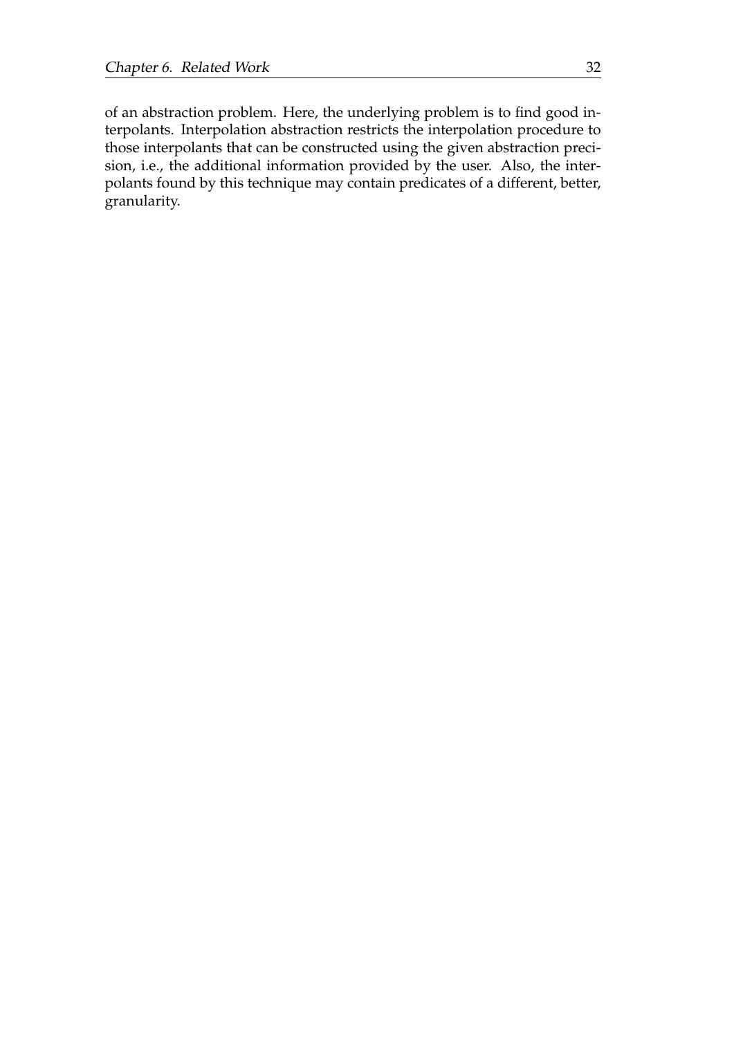of an abstraction problem. Here, the underlying problem is to find good interpolants. Interpolation abstraction restricts the interpolation procedure to those interpolants that can be constructed using the given abstraction precision, i.e., the additional information provided by the user. Also, the interpolants found by this technique may contain predicates of a different, better, granularity.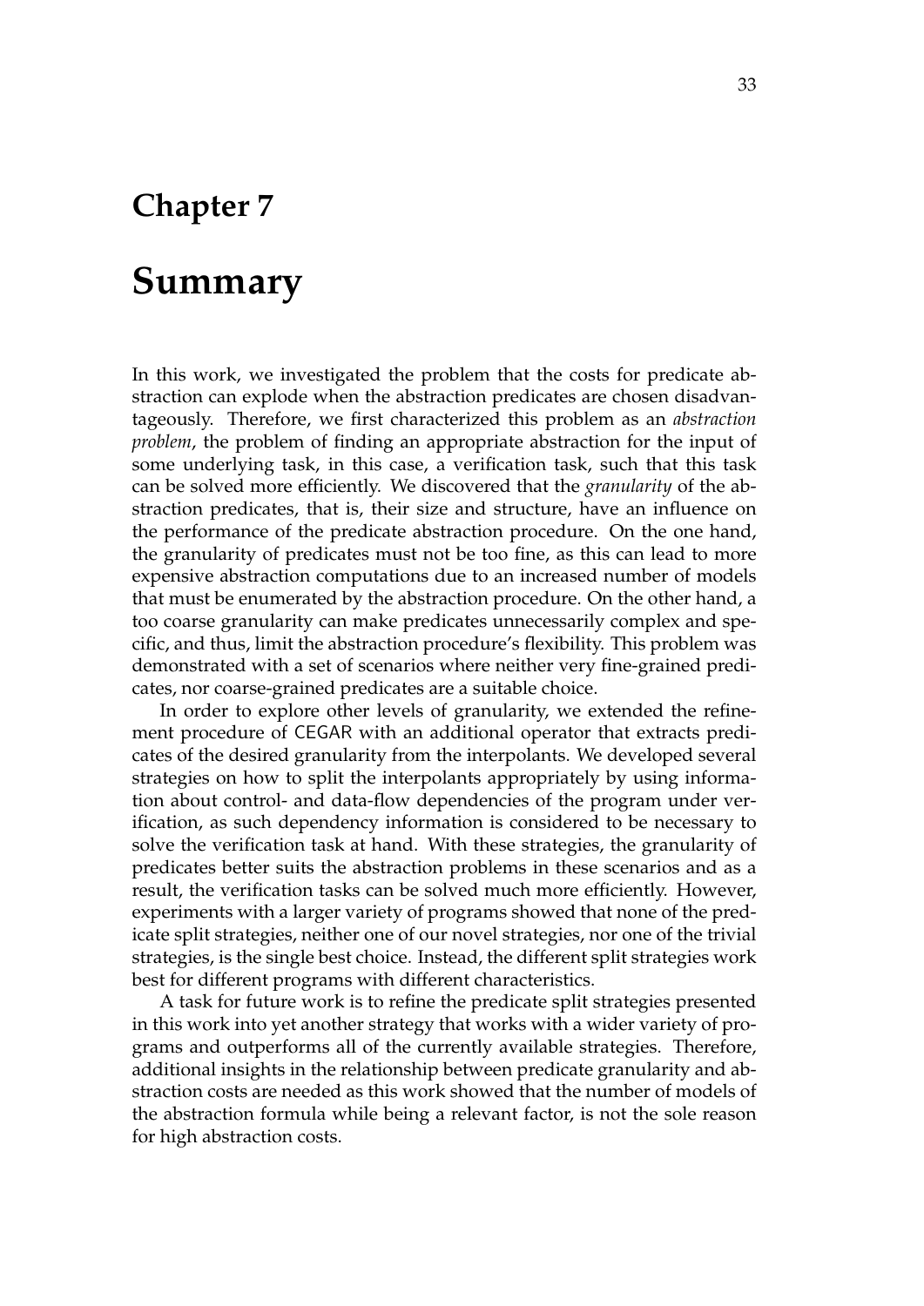# Chapter 7

# Summary

In this work, we investigated the problem that the costs for predicate abstraction can explode when the abstraction predicates are chosen disadvantageously. Therefore, we first characterized this problem as an *abstraction problem*, the problem of finding an appropriate abstraction for the input of some underlying task, in this case, a verification task, such that this task can be solved more efficiently. We discovered that the *granularity* of the abstraction predicates, that is, their size and structure, have an influence on the performance of the predicate abstraction procedure. On the one hand, the granularity of predicates must not be too fine, as this can lead to more expensive abstraction computations due to an increased number of models that must be enumerated by the abstraction procedure. On the other hand, a too coarse granularity can make predicates unnecessarily complex and specific, and thus, limit the abstraction procedure's flexibility. This problem was demonstrated with a set of scenarios where neither very fine-grained predicates, nor coarse-grained predicates are a suitable choice.

In order to explore other levels of granularity, we extended the refinement procedure of CEGAR with an additional operator that extracts predicates of the desired granularity from the interpolants. We developed several strategies on how to split the interpolants appropriately by using information about control- and data-flow dependencies of the program under verification, as such dependency information is considered to be necessary to solve the verification task at hand. With these strategies, the granularity of predicates better suits the abstraction problems in these scenarios and as a result, the verification tasks can be solved much more efficiently. However, experiments with a larger variety of programs showed that none of the predicate split strategies, neither one of our novel strategies, nor one of the trivial strategies, is the single best choice. Instead, the different split strategies work best for different programs with different characteristics.

A task for future work is to refine the predicate split strategies presented in this work into yet another strategy that works with a wider variety of programs and outperforms all of the currently available strategies. Therefore, additional insights in the relationship between predicate granularity and abstraction costs are needed as this work showed that the number of models of the abstraction formula while being a relevant factor, is not the sole reason for high abstraction costs.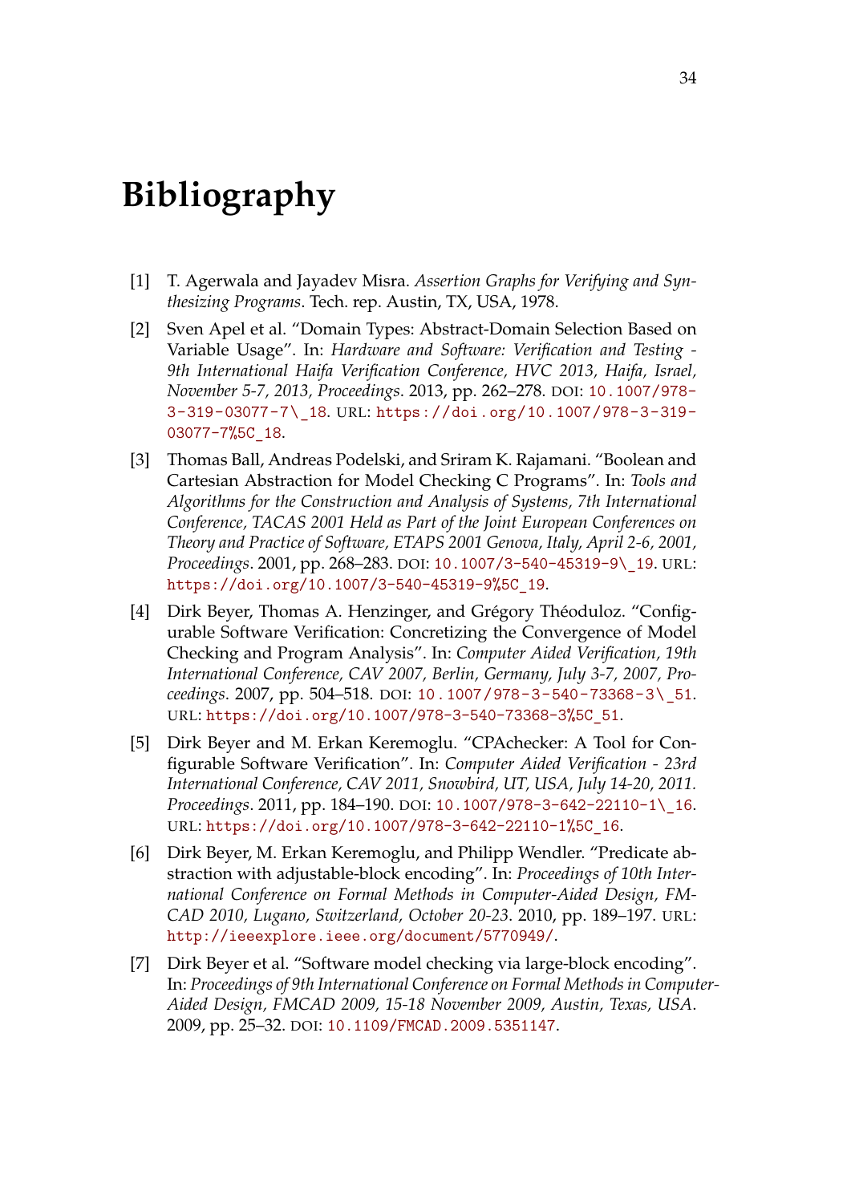# Bibliography

[1] T. Agerwala and Jayadev Misra. *Assertion Graphs for Verifying and Synthesizing Programs*. Tech. rep. Austin, TX, USA, 1978.

[2] Sven Apel et al. "Domain Types: Abstract-Domain Selection Based on Variable Usage". In: *Hardware and Software: Verification and Testing - 9th International Haifa Verification Conference, HVC 2013, Haifa, Israel, November 5-7, 2013, Proceedings*. 2013, pp. 262–278. DOI: 10.1007/978-3-319-03077-7\_18. URL: https://doi.org/10.1007/978-3-319-03077-7%5C_18.

[3] Thomas Ball, Andreas Podelski, and Sriram K. Rajamani. "Boolean and Cartesian Abstraction for Model Checking C Programs". In: *Tools and Algorithms for the Construction and Analysis of Systems, 7th International Conference, TACAS 2001 Held as Part of the Joint European Conferences on Theory and Practice of Software, ETAPS 2001 Genova, Italy, April 2-6, 2001, Proceedings*. 2001, pp. 268–283. DOI: 10.1007/3-540-45319-9\_19. URL: https://doi.org/10.1007/3-540-45319-9%5C_19.

[4] Dirk Beyer, Thomas A. Henzinger, and Grégory Théoduloz. "Configurable Software Verification: Concretizing the Convergence of Model Checking and Program Analysis". In: *Computer Aided Verification, 19th International Conference, CAV 2007, Berlin, Germany, July 3-7, 2007, Proceedings*. 2007, pp. 504–518. DOI: 10.1007/978-3-540-73368-3\_51. URL: https://doi.org/10.1007/978-3-540-73368-3%5C_51.

[5] Dirk Beyer and M. Erkan Keremoglu. "CPAchecker: A Tool for Configurable Software Verification". In: *Computer Aided Verification - 23rd International Conference, CAV 2011, Snowbird, UT, USA, July 14-20, 2011. Proceedings*. 2011, pp. 184–190. DOI: 10.1007/978-3-642-22110-1\_16. URL: https://doi.org/10.1007/978-3-642-22110-1%5C_16.

[6] Dirk Beyer, M. Erkan Keremoglu, and Philipp Wendler. "Predicate abstraction with adjustable-block encoding". In: *Proceedings of 10th International Conference on Formal Methods in Computer-Aided Design, FMCAD 2010, Lugano, Switzerland, October 20-23*. 2010, pp. 189–197. URL: http://ieeexplore.ieee.org/document/5770949/.

[7] Dirk Beyer et al. "Software model checking via large-block encoding". In: *Proceedings of 9th International Conference on Formal Methods in Computer-Aided Design, FMCAD 2009, 15-18 November 2009, Austin, Texas, USA*. 2009, pp. 25–32. DOI: 10.1109/FMCAD.2009.5351147.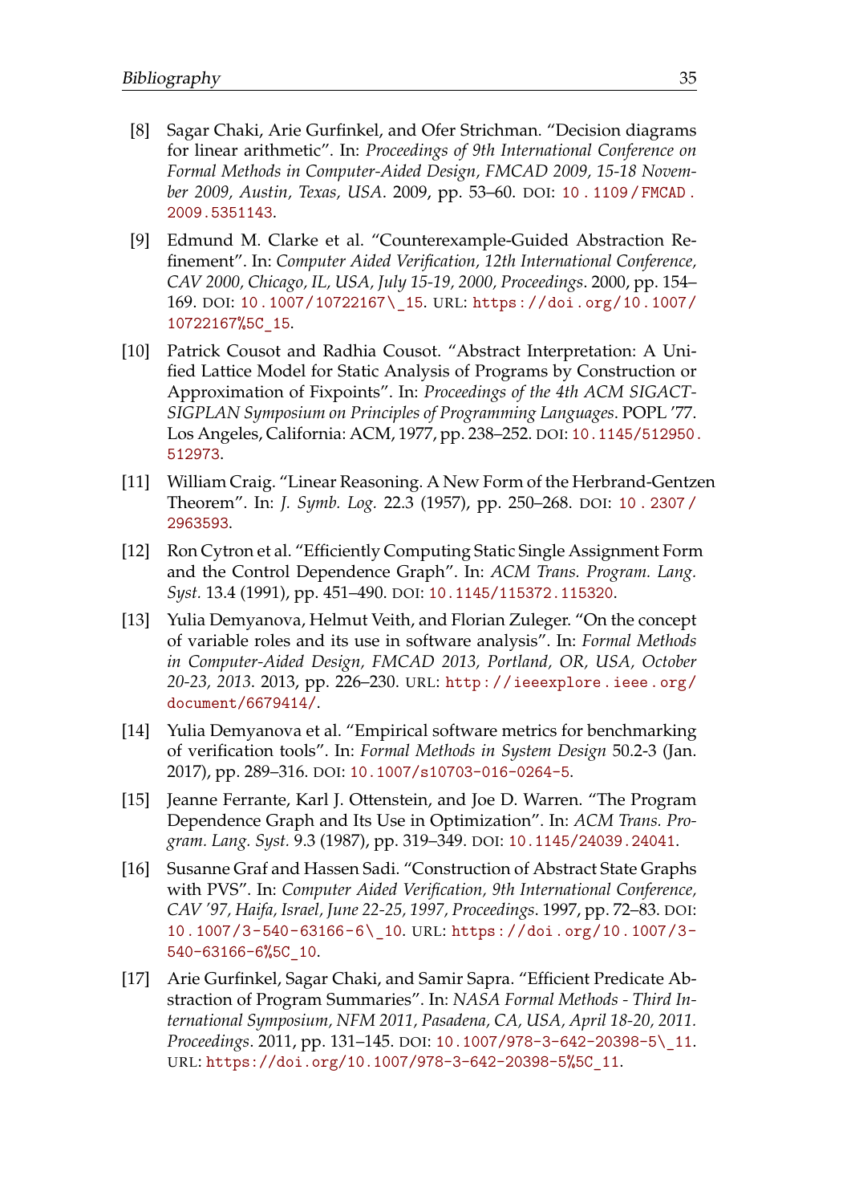[8] Sagar Chaki, Arie Gurfinkel, and Ofer Strichman. "Decision diagrams for linear arithmetic". In: *Proceedings of 9th International Conference on Formal Methods in Computer-Aided Design, FMCAD 2009, 15-18 November 2009, Austin, Texas, USA*. 2009, pp. 53–60. DOI: 10.1109/FMCAD.2009.5351143.

[9] Edmund M. Clarke et al. "Counterexample-Guided Abstraction Refinement". In: *Computer Aided Verification, 12th International Conference, CAV 2000, Chicago, IL, USA, July 15-19, 2000, Proceedings*. 2000, pp. 154–169. DOI: 10.1007/10722167\_15. URL: https://doi.org/10.1007/10722167%5C_15.

[10] Patrick Cousot and Radhia Cousot. "Abstract Interpretation: A Unified Lattice Model for Static Analysis of Programs by Construction or Approximation of Fixpoints". In: *Proceedings of the 4th ACM SIGACT-SIGPLAN Symposium on Principles of Programming Languages*. POPL '77. Los Angeles, California: ACM, 1977, pp. 238–252. DOI: 10.1145/512950.512973.

[11] William Craig. "Linear Reasoning. A New Form of the Herbrand-Gentzen Theorem". In: *J. Symb. Log.* 22.3 (1957), pp. 250–268. DOI: 10.2307/2963593.

[12] Ron Cytron et al. "Efficiently Computing Static Single Assignment Form and the Control Dependence Graph". In: *ACM Trans. Program. Lang. Syst.* 13.4 (1991), pp. 451–490. DOI: 10.1145/115372.115320.

[13] Yulia Demyanova, Helmut Veith, and Florian Zuleger. "On the concept of variable roles and its use in software analysis". In: *Formal Methods in Computer-Aided Design, FMCAD 2013, Portland, OR, USA, October 20-23, 2013*. 2013, pp. 226–230. URL: http://ieeexplore.ieee.org/document/6679414/.

[14] Yulia Demyanova et al. "Empirical software metrics for benchmarking of verification tools". In: *Formal Methods in System Design* 50.2-3 (Jan. 2017), pp. 289–316. DOI: 10.1007/s10703-016-0264-5.

[15] Jeanne Ferrante, Karl J. Ottenstein, and Joe D. Warren. "The Program Dependence Graph and Its Use in Optimization". In: *ACM Trans. Program. Lang. Syst.* 9.3 (1987), pp. 319–349. DOI: 10.1145/24039.24041.

[16] Susanne Graf and Hassen Sadi. "Construction of Abstract State Graphs with PVS". In: *Computer Aided Verification, 9th International Conference, CAV '97, Haifa, Israel, June 22-25, 1997, Proceedings*. 1997, pp. 72–83. DOI: 10.1007/3-540-63166-6\_10. URL: https://doi.org/10.1007/3-540-63166-6%5C_10.

[17] Arie Gurfinkel, Sagar Chaki, and Samir Sapra. "Efficient Predicate Abstraction of Program Summaries". In: *NASA Formal Methods - Third International Symposium, NFM 2011, Pasadena, CA, USA, April 18-20, 2011. Proceedings*. 2011, pp. 131–145. DOI: 10.1007/978-3-642-20398-5\_11. URL: https://doi.org/10.1007/978-3-642-20398-5%5C_11.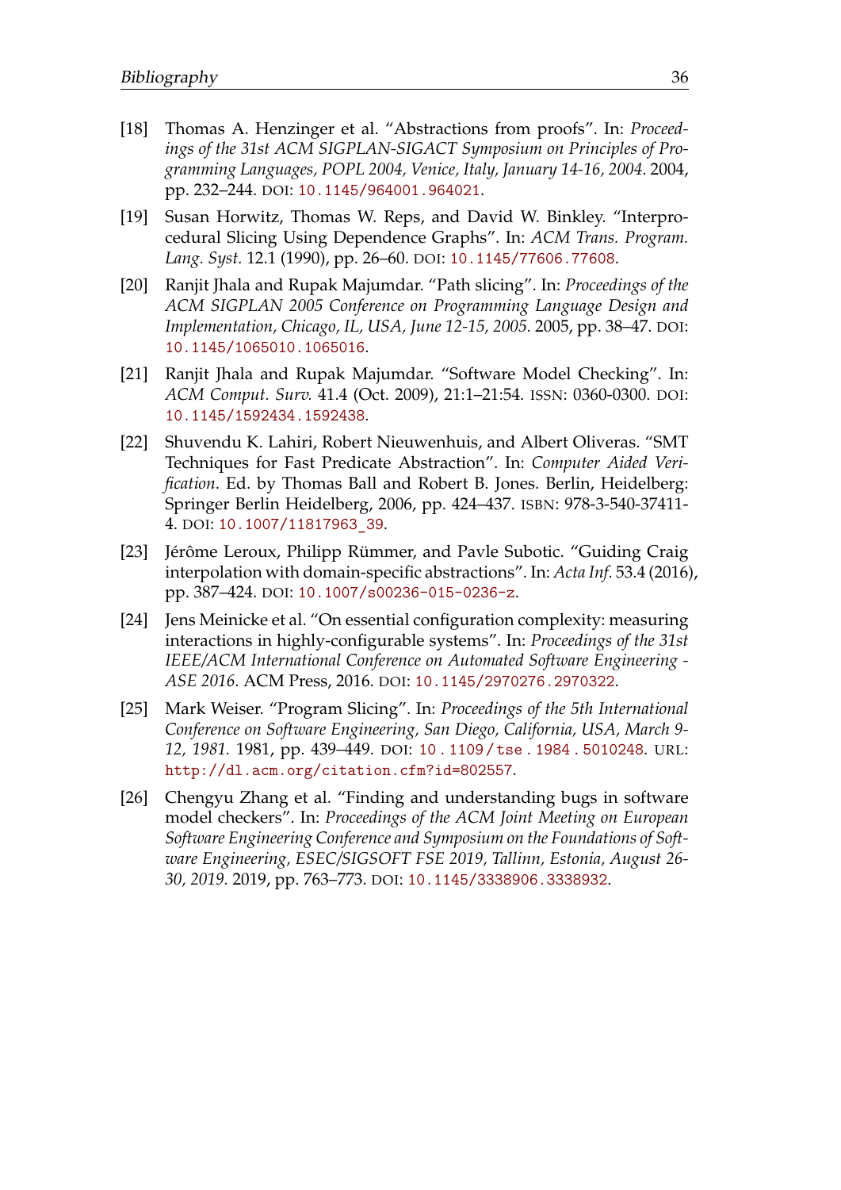[18] Thomas A. Henzinger et al. "Abstractions from proofs". In: *Proceedings of the 31st ACM SIGPLAN-SIGACT Symposium on Principles of Programming Languages, POPL 2004, Venice, Italy, January 14-16, 2004.* 2004, pp. 232–244. DOI: 10.1145/964001.964021.

[19] Susan Horwitz, Thomas W. Reps, and David W. Binkley. "Interprocedural Slicing Using Dependence Graphs". In: *ACM Trans. Program. Lang. Syst.* 12.1 (1990), pp. 26–60. DOI: 10.1145/77606.77608.

[20] Ranjit Jhala and Rupak Majumdar. "Path slicing". In: *Proceedings of the ACM SIGPLAN 2005 Conference on Programming Language Design and Implementation, Chicago, IL, USA, June 12-15, 2005*. 2005, pp. 38–47. DOI: 10.1145/1065010.1065016.

[21] Ranjit Jhala and Rupak Majumdar. "Software Model Checking". In: *ACM Comput. Surv.* 41.4 (Oct. 2009), 21:1–21:54. ISSN: 0360-0300. DOI: 10.1145/1592434.1592438.

[22] Shuvendu K. Lahiri, Robert Nieuwenhuis, and Albert Oliveras. "SMT Techniques for Fast Predicate Abstraction". In: *Computer Aided Verification*. Ed. by Thomas Ball and Robert B. Jones. Berlin, Heidelberg: Springer Berlin Heidelberg, 2006, pp. 424–437. ISBN: 978-3-540-37411-4. DOI: 10.1007/11817963_39.

[23] Jérôme Leroux, Philipp Rümmer, and Pavle Subotic. "Guiding Craig interpolation with domain-specific abstractions". In: *Acta Inf.* 53.4 (2016), pp. 387–424. DOI: 10.1007/s00236-015-0236-z.

[24] Jens Meinicke et al. "On essential configuration complexity: measuring interactions in highly-configurable systems". In: *Proceedings of the 31st IEEE/ACM International Conference on Automated Software Engineering - ASE 2016*. ACM Press, 2016. DOI: 10.1145/2970276.2970322.

[25] Mark Weiser. "Program Slicing". In: *Proceedings of the 5th International Conference on Software Engineering, San Diego, California, USA, March 9-12, 1981.* 1981, pp. 439–449. DOI: 10.1109/tse.1984.5010248. URL: http://dl.acm.org/citation.cfm?id=802557.

[26] Chengyu Zhang et al. "Finding and understanding bugs in software model checkers". In: *Proceedings of the ACM Joint Meeting on European Software Engineering Conference and Symposium on the Foundations of Software Engineering, ESEC/SIGSOFT FSE 2019, Tallinn, Estonia, August 26-30, 2019.* 2019, pp. 763–773. DOI: 10.1145/3338906.3338932.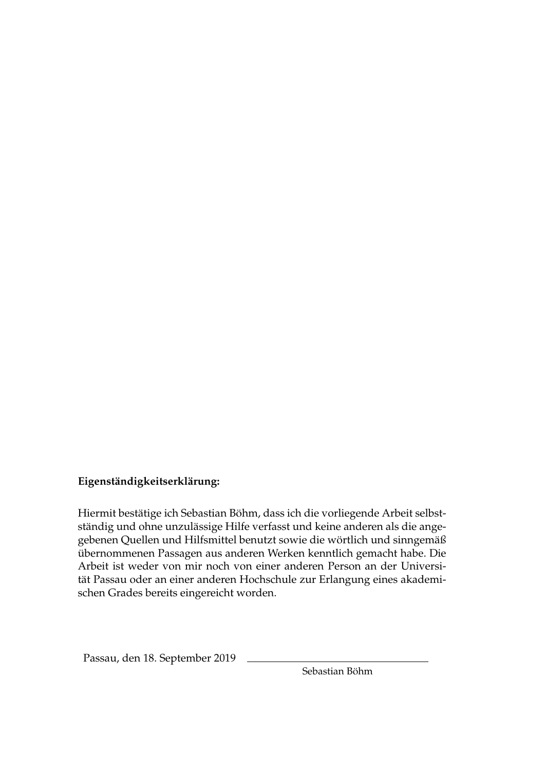**Eigenständigkeitserklärung:**

Hiermit bestätige ich Sebastian Böhm, dass ich die vorliegende Arbeit selbstständig und ohne unzulässige Hilfe verfasst und keine anderen als die angegebenen Quellen und Hilfsmittel benutzt sowie die wörtlich und sinngemäß übernommenen Passagen aus anderen Werken kenntlich gemacht habe. Die Arbeit ist weder von mir noch von einer anderen Person an der Universität Passau oder an einer anderen Hochschule zur Erlangung eines akademischen Grades bereits eingereicht worden.

Passau, den 18. September 2019 \_\_\_\_\_\_\_\_\_\_\_\_\_\_\_\_\_\_\_\_\_\_\_\_\_\_\_\_\_\_

Sebastian Böhm